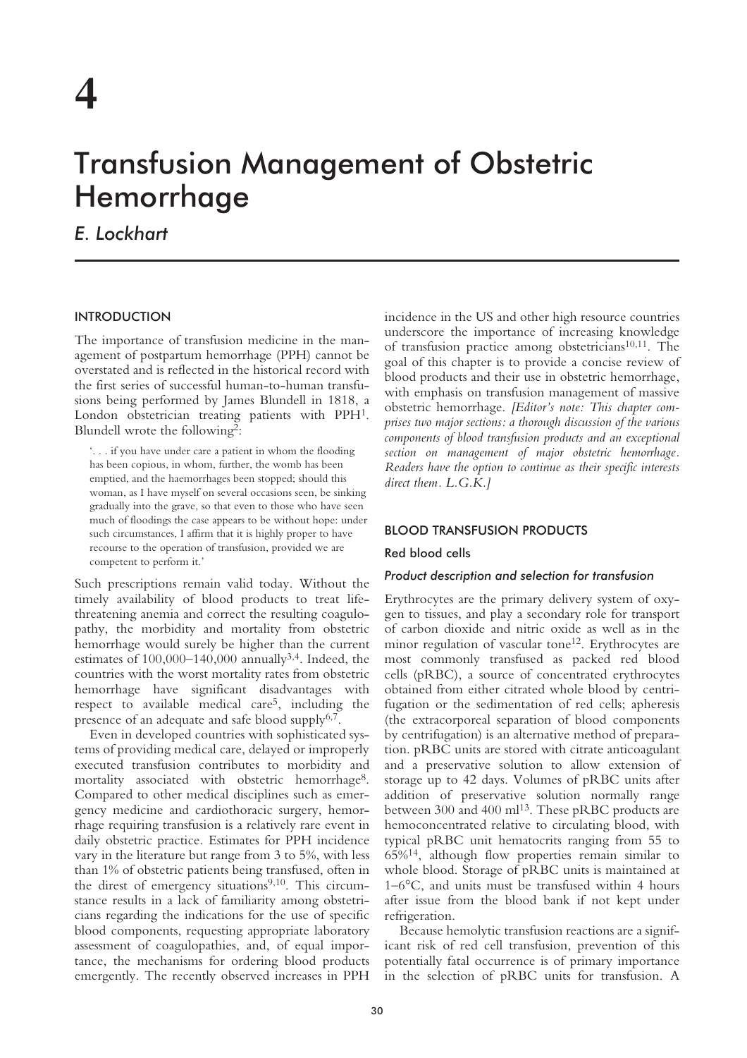# 4

# Transfusion Management of Obstetric Hemorrhage

*E. Lockhart*

## INTRODUCTION

The importance of transfusion medicine in the management of postpartum hemorrhage (PPH) cannot be overstated and is reflected in the historical record with the first series of successful human-to-human transfusions being performed by James Blundell in 1818, a London obstetrician treating patients with PPH[1]. Blundell wrote the following[2]:

> '. . . if you have under care a patient in whom the flooding has been copious, in whom, further, the womb has been emptied, and the haemorrhages been stopped; should this woman, as I have myself on several occasions seen, be sinking gradually into the grave, so that even to those who have seen much of floodings the case appears to be without hope: under such circumstances, I affirm that it is highly proper to have recourse to the operation of transfusion, provided we are competent to perform it.'

Such prescriptions remain valid today. Without the timely availability of blood products to treat life-threatening anemia and correct the resulting coagulopathy, the morbidity and mortality from obstetric hemorrhage would surely be higher than the current estimates of 100,000–140,000 annually[3,4]. Indeed, the countries with the worst mortality rates from obstetric hemorrhage have significant disadvantages with respect to available medical care[5], including the presence of an adequate and safe blood supply[6,7].

Even in developed countries with sophisticated systems of providing medical care, delayed or improperly executed transfusion contributes to morbidity and mortality associated with obstetric hemorrhage[8]. Compared to other medical disciplines such as emergency medicine and cardiothoracic surgery, hemorrhage requiring transfusion is a relatively rare event in daily obstetric practice. Estimates for PPH incidence vary in the literature but range from 3 to 5%, with less than 1% of obstetric patients being transfused, often in the direst of emergency situations[9,10]. This circumstance results in a lack of familiarity among obstetricians regarding the indications for the use of specific blood components, requesting appropriate laboratory assessment of coagulopathies, and, of equal importance, the mechanisms for ordering blood products emergently. The recently observed increases in PPH incidence in the US and other high resource countries underscore the importance of increasing knowledge of transfusion practice among obstetricians[10,11]. The goal of this chapter is to provide a concise review of blood products and their use in obstetric hemorrhage, with emphasis on transfusion management of massive obstetric hemorrhage. *[Editor's note: This chapter comprises two major sections: a thorough discussion of the various components of blood transfusion products and an exceptional section on management of major obstetric hemorrhage. Readers have the option to continue as their specific interests direct them. L.G.K.]*

## BLOOD TRANSFUSION PRODUCTS

### Red blood cells

#### *Product description and selection for transfusion*

Erythrocytes are the primary delivery system of oxygen to tissues, and play a secondary role for transport of carbon dioxide and nitric oxide as well as in the minor regulation of vascular tone[12]. Erythrocytes are most commonly transfused as packed red blood cells (pRBC), a source of concentrated erythrocytes obtained from either citrated whole blood by centrifugation or the sedimentation of red cells; apheresis (the extracorporeal separation of blood components by centrifugation) is an alternative method of preparation. pRBC units are stored with citrate anticoagulant and a preservative solution to allow extension of storage up to 42 days. Volumes of pRBC units after addition of preservative solution normally range between 300 and 400 ml[13]. These pRBC products are hemoconcentrated relative to circulating blood, with typical pRBC unit hematocrits ranging from 55 to 65%[14], although flow properties remain similar to whole blood. Storage of pRBC units is maintained at 1–6°C, and units must be transfused within 4 hours after issue from the blood bank if not kept under refrigeration.

Because hemolytic transfusion reactions are a significant risk of red cell transfusion, prevention of this potentially fatal occurrence is of primary importance in the selection of pRBC units for transfusion. A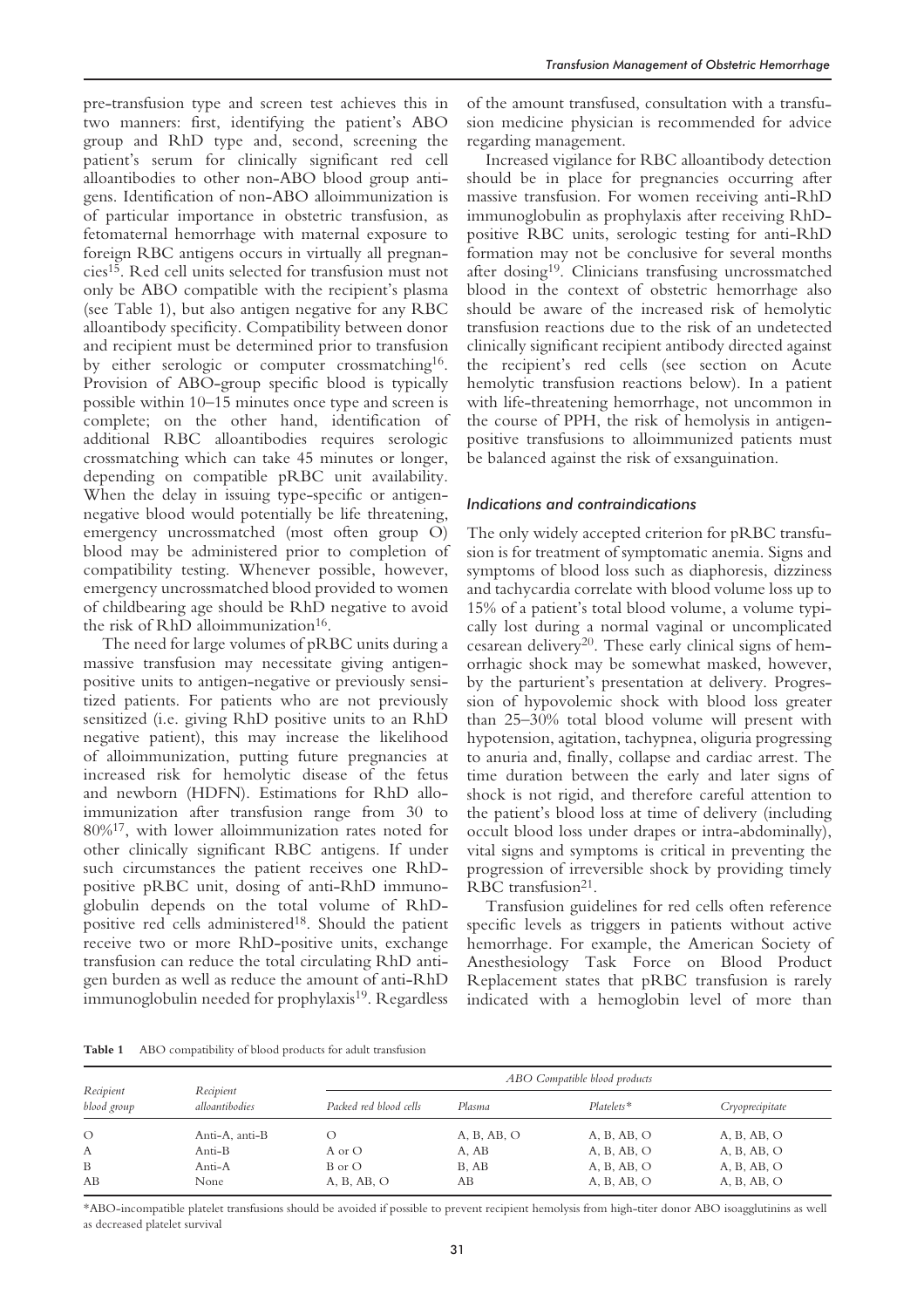pre-transfusion type and screen test achieves this in two manners: first, identifying the patient's ABO group and RhD type and, second, screening the patient's serum for clinically significant red cell alloantibodies to other non-ABO blood group antigens. Identification of non-ABO alloimmunization is of particular importance in obstetric transfusion, as fetomaternal hemorrhage with maternal exposure to foreign RBC antigens occurs in virtually all pregnancies[15]. Red cell units selected for transfusion must not only be ABO compatible with the recipient's plasma (see Table 1), but also antigen negative for any RBC alloantibody specificity. Compatibility between donor and recipient must be determined prior to transfusion by either serologic or computer crossmatching[16]. Provision of ABO-group specific blood is typically possible within 10–15 minutes once type and screen is complete; on the other hand, identification of additional RBC alloantibodies requires serologic crossmatching which can take 45 minutes or longer, depending on compatible pRBC unit availability. When the delay in issuing type-specific or antigen-negative blood would potentially be life threatening, emergency uncrossmatched (most often group O) blood may be administered prior to completion of compatibility testing. Whenever possible, however, emergency uncrossmatched blood provided to women of childbearing age should be RhD negative to avoid the risk of RhD alloimmunization[16].

The need for large volumes of pRBC units during a massive transfusion may necessitate giving antigen-positive units to antigen-negative or previously sensitized patients. For patients who are not previously sensitized (i.e. giving RhD positive units to an RhD negative patient), this may increase the likelihood of alloimmunization, putting future pregnancies at increased risk for hemolytic disease of the fetus and newborn (HDFN). Estimations for RhD alloimmunization after transfusion range from 30 to 80%[17], with lower alloimmunization rates noted for other clinically significant RBC antigens. If under such circumstances the patient receives one RhD-positive pRBC unit, dosing of anti-RhD immunoglobulin depends on the total volume of RhD-positive red cells administered[18]. Should the patient receive two or more RhD-positive units, exchange transfusion can reduce the total circulating RhD antigen burden as well as reduce the amount of anti-RhD immunoglobulin needed for prophylaxis[19]. Regardless of the amount transfused, consultation with a transfusion medicine physician is recommended for advice regarding management.

Increased vigilance for RBC alloantibody detection should be in place for pregnancies occurring after massive transfusion. For women receiving anti-RhD immunoglobulin as prophylaxis after receiving RhD-positive RBC units, serologic testing for anti-RhD formation may not be conclusive for several months after dosing[19]. Clinicians transfusing uncrossmatched blood in the context of obstetric hemorrhage also should be aware of the increased risk of hemolytic transfusion reactions due to the risk of an undetected clinically significant recipient antibody directed against the recipient's red cells (see section on Acute hemolytic transfusion reactions below). In a patient with life-threatening hemorrhage, not uncommon in the course of PPH, the risk of hemolysis in antigen-positive transfusions to alloimmunized patients must be balanced against the risk of exsanguination.

### *Indications and contraindications*

The only widely accepted criterion for pRBC transfusion is for treatment of symptomatic anemia. Signs and symptoms of blood loss such as diaphoresis, dizziness and tachycardia correlate with blood volume loss up to 15% of a patient's total blood volume, a volume typically lost during a normal vaginal or uncomplicated cesarean delivery[20]. These early clinical signs of hemorrhagic shock may be somewhat masked, however, by the parturient's presentation at delivery. Progression of hypovolemic shock with blood loss greater than 25–30% total blood volume will present with hypotension, agitation, tachypnea, oliguria progressing to anuria and, finally, collapse and cardiac arrest. The time duration between the early and later signs of shock is not rigid, and therefore careful attention to the patient's blood loss at time of delivery (including occult blood loss under drapes or intra-abdominally), vital signs and symptoms is critical in preventing the progression of irreversible shock by providing timely RBC transfusion[21].

Transfusion guidelines for red cells often reference specific levels as triggers in patients without active hemorrhage. For example, the American Society of Anesthesiology Task Force on Blood Product Replacement states that pRBC transfusion is rarely indicated with a hemoglobin level of more than

**Table 1** ABO compatibility of blood products for adult transfusion

| Recipient blood group | Recipient alloantibodies | ABO Compatible blood products | | | |
|---|---|---|---|---|---|
| | | Packed red blood cells | Plasma | Platelets* | Cryoprecipitate |
| O | Anti-A, anti-B | O | A, B, AB, O | A, B, AB, O | A, B, AB, O |
| A | Anti-B | A or O | A, AB | A, B, AB, O | A, B, AB, O |
| B | Anti-A | B or O | B, AB | A, B, AB, O | A, B, AB, O |
| AB | None | A, B, AB, O | AB | A, B, AB, O | A, B, AB, O |

*ABO-incompatible platelet transfusions should be avoided if possible to prevent recipient hemolysis from high-titer donor ABO isoagglutinins as well as decreased platelet survival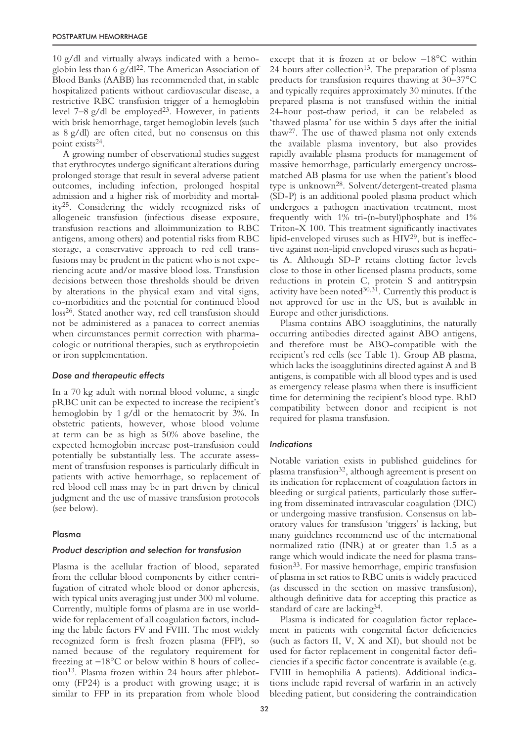10 g/dl and virtually always indicated with a hemoglobin less than 6 g/dl[22]. The American Association of Blood Banks (AABB) has recommended that, in stable hospitalized patients without cardiovascular disease, a restrictive RBC transfusion trigger of a hemoglobin level 7–8 g/dl be employed[23]. However, in patients with brisk hemorrhage, target hemoglobin levels (such as 8 g/dl) are often cited, but no consensus on this point exists[24].

A growing number of observational studies suggest that erythrocytes undergo significant alterations during prolonged storage that result in several adverse patient outcomes, including infection, prolonged hospital admission and a higher risk of morbidity and mortality[25]. Considering the widely recognized risks of allogeneic transfusion (infectious disease exposure, transfusion reactions and alloimmunization to RBC antigens, among others) and potential risks from RBC storage, a conservative approach to red cell transfusions may be prudent in the patient who is not experiencing acute and/or massive blood loss. Transfusion decisions between those thresholds should be driven by alterations in the physical exam and vital signs, co-morbidities and the potential for continued blood loss[26]. Stated another way, red cell transfusion should not be administered as a panacea to correct anemias when circumstances permit correction with pharmacologic or nutritional therapies, such as erythropoietin or iron supplementation.

### *Dose and therapeutic effects*

In a 70 kg adult with normal blood volume, a single pRBC unit can be expected to increase the recipient's hemoglobin by 1 g/dl or the hematocrit by 3%. In obstetric patients, however, whose blood volume at term can be as high as 50% above baseline, the expected hemoglobin increase post-transfusion could potentially be substantially less. The accurate assessment of transfusion responses is particularly difficult in patients with active hemorrhage, so replacement of red blood cell mass may be in part driven by clinical judgment and the use of massive transfusion protocols (see below).

## Plasma

### *Product description and selection for transfusion*

Plasma is the acellular fraction of blood, separated from the cellular blood components by either centrifugation of citrated whole blood or donor apheresis, with typical units averaging just under 300 ml volume. Currently, multiple forms of plasma are in use worldwide for replacement of all coagulation factors, including the labile factors FV and FVIII. The most widely recognized form is fresh frozen plasma (FFP), so named because of the regulatory requirement for freezing at −18°C or below within 8 hours of collection[13]. Plasma frozen within 24 hours after phlebotomy (FP24) is a product with growing usage; it is similar to FFP in its preparation from whole blood except that it is frozen at or below −18°C within 24 hours after collection[13]. The preparation of plasma products for transfusion requires thawing at 30–37°C and typically requires approximately 30 minutes. If the prepared plasma is not transfused within the initial 24-hour post-thaw period, it can be relabeled as 'thawed plasma' for use within 5 days after the initial thaw[27]. The use of thawed plasma not only extends the available plasma inventory, but also provides rapidly available plasma products for management of massive hemorrhage, particularly emergency uncrossmatched AB plasma for use when the patient's blood type is unknown[28]. Solvent/detergent-treated plasma (SD-P) is an additional pooled plasma product which undergoes a pathogen inactivation treatment, most frequently with 1% tri-(n-butyl)phosphate and 1% Triton-X 100. This treatment significantly inactivates lipid-enveloped viruses such as HIV[29], but is ineffective against non-lipid enveloped viruses such as hepatitis A. Although SD-P retains clotting factor levels close to those in other licensed plasma products, some reductions in protein C, protein S and antitrypsin activity have been noted[30,31]. Currently this product is not approved for use in the US, but is available in Europe and other jurisdictions.

Plasma contains ABO isoagglutinins, the naturally occurring antibodies directed against ABO antigens, and therefore must be ABO-compatible with the recipient's red cells (see Table 1). Group AB plasma, which lacks the isoagglutinins directed against A and B antigens, is compatible with all blood types and is used as emergency release plasma when there is insufficient time for determining the recipient's blood type. RhD compatibility between donor and recipient is not required for plasma transfusion.

### *Indications*

Notable variation exists in published guidelines for plasma transfusion[32], although agreement is present on its indication for replacement of coagulation factors in bleeding or surgical patients, particularly those suffering from disseminated intravascular coagulation (DIC) or undergoing massive transfusion. Consensus on laboratory values for transfusion 'triggers' is lacking, but many guidelines recommend use of the international normalized ratio (INR) at or greater than 1.5 as a range which would indicate the need for plasma transfusion[33]. For massive hemorrhage, empiric transfusion of plasma in set ratios to RBC units is widely practiced (as discussed in the section on massive transfusion), although definitive data for accepting this practice as standard of care are lacking[34].

Plasma is indicated for coagulation factor replacement in patients with congenital factor deficiencies (such as factors II, V, X and XI), but should not be used for factor replacement in congenital factor deficiencies if a specific factor concentrate is available (e.g. FVIII in hemophilia A patients). Additional indications include rapid reversal of warfarin in an actively bleeding patient, but considering the contraindication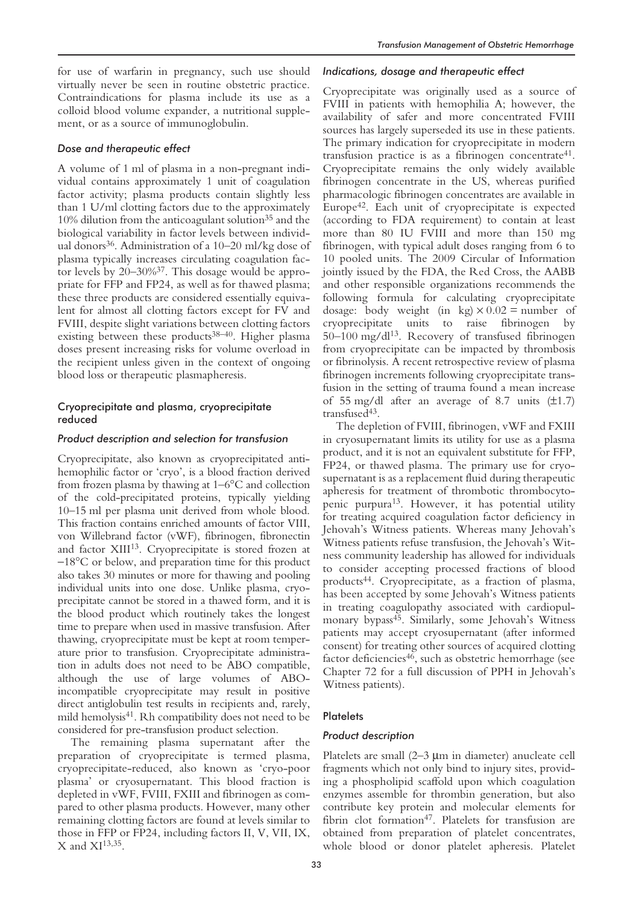for use of warfarin in pregnancy, such use should virtually never be seen in routine obstetric practice. Contraindications for plasma include its use as a colloid blood volume expander, a nutritional supplement, or as a source of immunoglobulin.

#### *Dose and therapeutic effect*

A volume of 1 ml of plasma in a non-pregnant individual contains approximately 1 unit of coagulation factor activity; plasma products contain slightly less than 1 U/ml clotting factors due to the approximately 10% dilution from the anticoagulant solution[35] and the biological variability in factor levels between individual donors[36]. Administration of a 10–20 ml/kg dose of plasma typically increases circulating coagulation factor levels by 20–30%[37]. This dosage would be appropriate for FFP and FP24, as well as for thawed plasma; these three products are considered essentially equivalent for almost all clotting factors except for FV and FVIII, despite slight variations between clotting factors existing between these products[38–40]. Higher plasma doses present increasing risks for volume overload in the recipient unless given in the context of ongoing blood loss or therapeutic plasmapheresis.

### Cryoprecipitate and plasma, cryoprecipitate reduced

#### *Product description and selection for transfusion*

Cryoprecipitate, also known as cryoprecipitated antihemophilic factor or 'cryo', is a blood fraction derived from frozen plasma by thawing at 1–6°C and collection of the cold-precipitated proteins, typically yielding 10–15 ml per plasma unit derived from whole blood. This fraction contains enriched amounts of factor VIII, von Willebrand factor (vWF), fibrinogen, fibronectin and factor XIII[13]. Cryoprecipitate is stored frozen at −18°C or below, and preparation time for this product also takes 30 minutes or more for thawing and pooling individual units into one dose. Unlike plasma, cryoprecipitate cannot be stored in a thawed form, and it is the blood product which routinely takes the longest time to prepare when used in massive transfusion. After thawing, cryoprecipitate must be kept at room temperature prior to transfusion. Cryoprecipitate administration in adults does not need to be ABO compatible, although the use of large volumes of ABO-incompatible cryoprecipitate may result in positive direct antiglobulin test results in recipients and, rarely, mild hemolysis[41]. Rh compatibility does not need to be considered for pre-transfusion product selection.

The remaining plasma supernatant after the preparation of cryoprecipitate is termed plasma, cryoprecipitate-reduced, also known as 'cryo-poor plasma' or cryosupernatant. This blood fraction is depleted in vWF, FVIII, FXIII and fibrinogen as compared to other plasma products. However, many other remaining clotting factors are found at levels similar to those in FFP or FP24, including factors II, V, VII, IX, X and XI[13,35].

#### *Indications, dosage and therapeutic effect*

Cryoprecipitate was originally used as a source of FVIII in patients with hemophilia A; however, the availability of safer and more concentrated FVIII sources has largely superseded its use in these patients. The primary indication for cryoprecipitate in modern transfusion practice is as a fibrinogen concentrate[41]. Cryoprecipitate remains the only widely available fibrinogen concentrate in the US, whereas purified pharmacologic fibrinogen concentrates are available in Europe[42]. Each unit of cryoprecipitate is expected (according to FDA requirement) to contain at least more than 80 IU FVIII and more than 150 mg fibrinogen, with typical adult doses ranging from 6 to 10 pooled units. The 2009 Circular of Information jointly issued by the FDA, the Red Cross, the AABB and other responsible organizations recommends the following formula for calculating cryoprecipitate dosage: body weight (in kg) $\times$ 0.02 = number of cryoprecipitate units to raise fibrinogen by 50–100 mg/dl[13]. Recovery of transfused fibrinogen from cryoprecipitate can be impacted by thrombosis or fibrinolysis. A recent retrospective review of plasma fibrinogen increments following cryoprecipitate transfusion in the setting of trauma found a mean increase of 55 mg/dl after an average of 8.7 units (±1.7) transfused[43].

The depletion of FVIII, fibrinogen, vWF and FXIII in cryosupernatant limits its utility for use as a plasma product, and it is not an equivalent substitute for FFP, FP24, or thawed plasma. The primary use for cryosupernatant is as a replacement fluid during therapeutic apheresis for treatment of thrombotic thrombocytopenic purpura[13]. However, it has potential utility for treating acquired coagulation factor deficiency in Jehovah's Witness patients. Whereas many Jehovah's Witness patients refuse transfusion, the Jehovah's Witness community leadership has allowed for individuals to consider accepting processed fractions of blood products[44]. Cryoprecipitate, as a fraction of plasma, has been accepted by some Jehovah's Witness patients in treating coagulopathy associated with cardiopulmonary bypass[45]. Similarly, some Jehovah's Witness patients may accept cryosupernatant (after informed consent) for treating other sources of acquired clotting factor deficiencies[46], such as obstetric hemorrhage (see Chapter 72 for a full discussion of PPH in Jehovah's Witness patients).

### Platelets

#### *Product description*

Platelets are small (2–3 μm in diameter) anucleate cell fragments which not only bind to injury sites, providing a phospholipid scaffold upon which coagulation enzymes assemble for thrombin generation, but also contribute key protein and molecular elements for fibrin clot formation[47]. Platelets for transfusion are obtained from preparation of platelet concentrates, whole blood or donor platelet apheresis. Platelet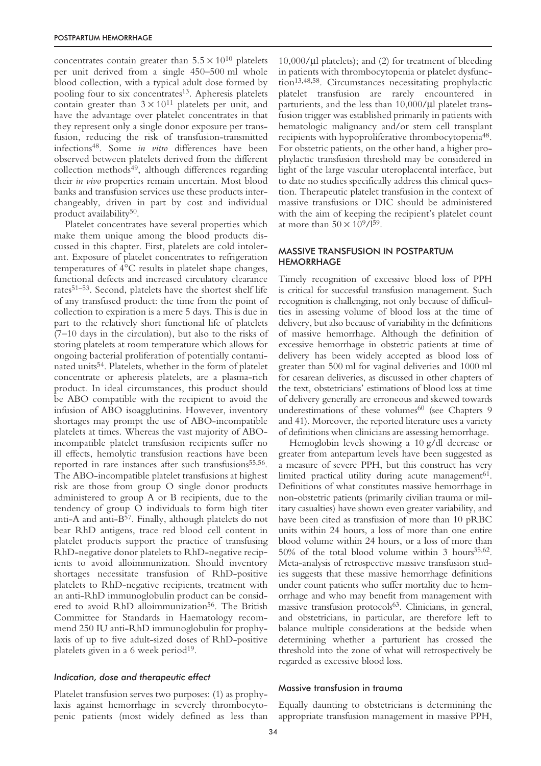concentrates contain greater than $5.5 \times 10^{10}$ platelets per unit derived from a single 450–500 ml whole blood collection, with a typical adult dose formed by pooling four to six concentrates[13]. Apheresis platelets contain greater than $3 \times 10^{11}$ platelets per unit, and have the advantage over platelet concentrates in that they represent only a single donor exposure per transfusion, reducing the risk of transfusion-transmitted infections[48]. Some *in vitro* differences have been observed between platelets derived from the different collection methods[49], although differences regarding their *in vivo* properties remain uncertain. Most blood banks and transfusion services use these products interchangeably, driven in part by cost and individual product availability[50].

Platelet concentrates have several properties which make them unique among the blood products discussed in this chapter. First, platelets are cold intolerant. Exposure of platelet concentrates to refrigeration temperatures of 4°C results in platelet shape changes, functional defects and increased circulatory clearance rates[51–53]. Second, platelets have the shortest shelf life of any transfused product: the time from the point of collection to expiration is a mere 5 days. This is due in part to the relatively short functional life of platelets (7–10 days in the circulation), but also to the risks of storing platelets at room temperature which allows for ongoing bacterial proliferation of potentially contaminated units[54]. Platelets, whether in the form of platelet concentrate or apheresis platelets, are a plasma-rich product. In ideal circumstances, this product should be ABO compatible with the recipient to avoid the infusion of ABO isoagglutinins. However, inventory shortages may prompt the use of ABO-incompatible platelets at times. Whereas the vast majority of ABO-incompatible platelet transfusion recipients suffer no ill effects, hemolytic transfusion reactions have been reported in rare instances after such transfusions[55,56]. The ABO-incompatible platelet transfusions at highest risk are those from group O single donor products administered to group A or B recipients, due to the tendency of group O individuals to form high titer anti-A and anti-B[57]. Finally, although platelets do not bear RhD antigens, trace red blood cell content in platelet products support the practice of transfusing RhD-negative donor platelets to RhD-negative recipients to avoid alloimmunization. Should inventory shortages necessitate transfusion of RhD-positive platelets to RhD-negative recipients, treatment with an anti-RhD immunoglobulin product can be considered to avoid RhD alloimmunization[56]. The British Committee for Standards in Haematology recommend 250 IU anti-RhD immunoglobulin for prophylaxis of up to five adult-sized doses of RhD-positive platelets given in a 6 week period[19].

### *Indication, dose and therapeutic effect*

Platelet transfusion serves two purposes: (1) as prophylaxis against hemorrhage in severely thrombocytopenic patients (most widely defined as less than 10,000/μl platelets); and (2) for treatment of bleeding in patients with thrombocytopenia or platelet dysfunction[13,48,58]. Circumstances necessitating prophylactic platelet transfusion are rarely encountered in parturients, and the less than 10,000/μl platelet transfusion trigger was established primarily in patients with hematologic malignancy and/or stem cell transplant recipients with hypoproliferative thrombocytopenia[48]. For obstetric patients, on the other hand, a higher prophylactic transfusion threshold may be considered in light of the large vascular uteroplacental interface, but to date no studies specifically address this clinical question. Therapeutic platelet transfusion in the context of massive transfusions or DIC should be administered with the aim of keeping the recipient's platelet count at more than $50 \times 10^9/l$[59].

## MASSIVE TRANSFUSION IN POSTPARTUM HEMORRHAGE

Timely recognition of excessive blood loss of PPH is critical for successful transfusion management. Such recognition is challenging, not only because of difficulties in assessing volume of blood loss at the time of delivery, but also because of variability in the definitions of massive hemorrhage. Although the definition of excessive hemorrhage in obstetric patients at time of delivery has been widely accepted as blood loss of greater than 500 ml for vaginal deliveries and 1000 ml for cesarean deliveries, as discussed in other chapters of the text, obstetricians' estimations of blood loss at time of delivery generally are erroneous and skewed towards underestimations of these volumes[60] (see Chapters 9 and 41). Moreover, the reported literature uses a variety of definitions when clinicians are assessing hemorrhage.

Hemoglobin levels showing a 10 g/dl decrease or greater from antepartum levels have been suggested as a measure of severe PPH, but this construct has very limited practical utility during acute management[61]. Definitions of what constitutes massive hemorrhage in non-obstetric patients (primarily civilian trauma or military casualties) have shown even greater variability, and have been cited as transfusion of more than 10 pRBC units within 24 hours, a loss of more than one entire blood volume within 24 hours, or a loss of more than 50% of the total blood volume within 3 hours[35,62]. Meta-analysis of retrospective massive transfusion studies suggests that these massive hemorrhage definitions under count patients who suffer mortality due to hemorrhage and who may benefit from management with massive transfusion protocols[63]. Clinicians, in general, and obstetricians, in particular, are therefore left to balance multiple considerations at the bedside when determining whether a parturient has crossed the threshold into the zone of what will retrospectively be regarded as excessive blood loss.

### Massive transfusion in trauma

Equally daunting to obstetricians is determining the appropriate transfusion management in massive PPH,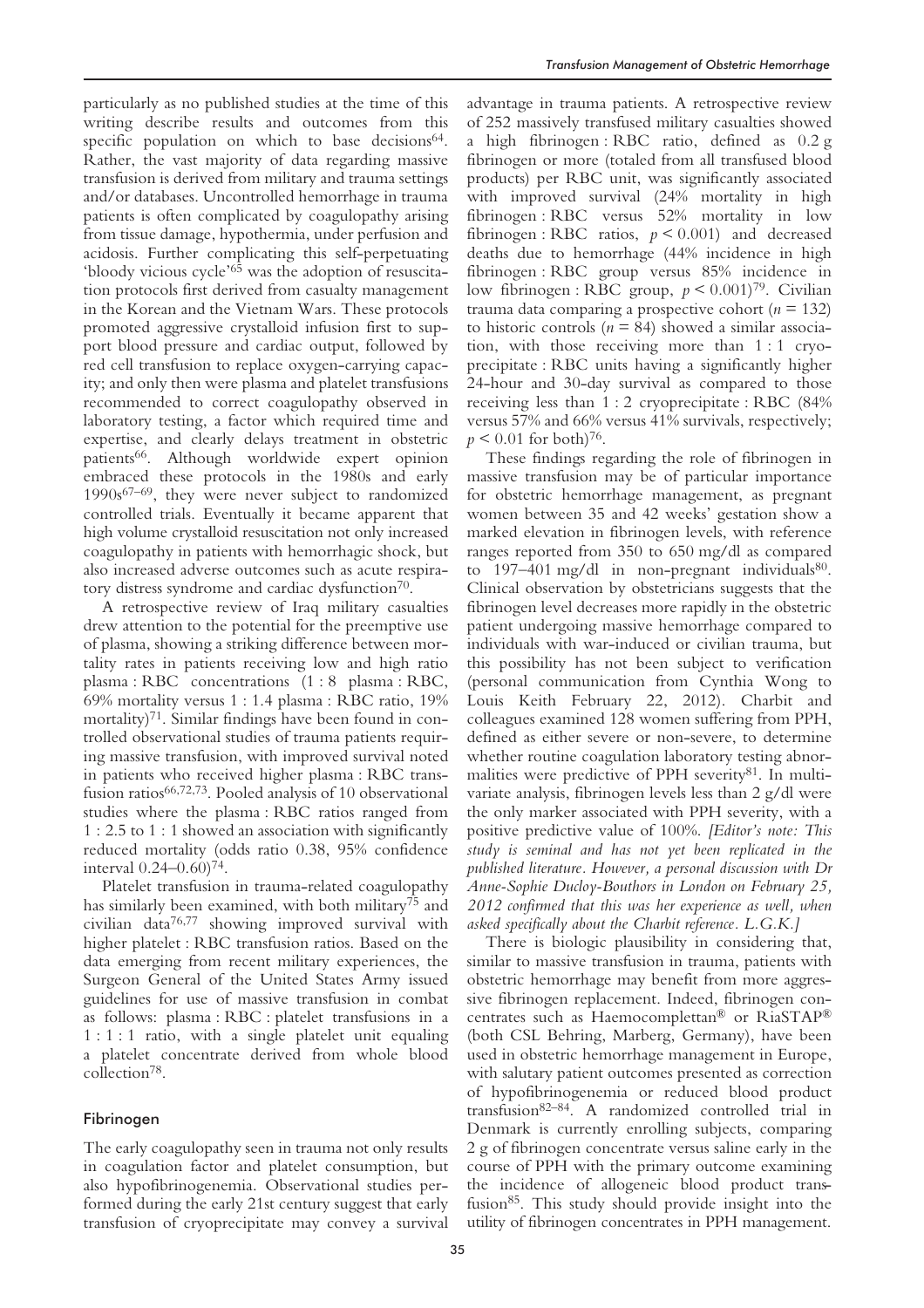particularly as no published studies at the time of this writing describe results and outcomes from this specific population on which to base decisions[64]. Rather, the vast majority of data regarding massive transfusion is derived from military and trauma settings and/or databases. Uncontrolled hemorrhage in trauma patients is often complicated by coagulopathy arising from tissue damage, hypothermia, under perfusion and acidosis. Further complicating this self-perpetuating 'bloody vicious cycle'[65] was the adoption of resuscitation protocols first derived from casualty management in the Korean and the Vietnam Wars. These protocols promoted aggressive crystalloid infusion first to support blood pressure and cardiac output, followed by red cell transfusion to replace oxygen-carrying capacity; and only then were plasma and platelet transfusions recommended to correct coagulopathy observed in laboratory testing, a factor which required time and expertise, and clearly delays treatment in obstetric patients[66]. Although worldwide expert opinion embraced these protocols in the 1980s and early 1990s[67–69], they were never subject to randomized controlled trials. Eventually it became apparent that high volume crystalloid resuscitation not only increased coagulopathy in patients with hemorrhagic shock, but also increased adverse outcomes such as acute respiratory distress syndrome and cardiac dysfunction[70].

A retrospective review of Iraq military casualties drew attention to the potential for the preemptive use of plasma, showing a striking difference between mortality rates in patients receiving low and high ratio plasma : RBC concentrations (1 : 8 plasma : RBC, 69% mortality versus 1 : 1.4 plasma : RBC ratio, 19% mortality)[71]. Similar findings have been found in controlled observational studies of trauma patients requiring massive transfusion, with improved survival noted in patients who received higher plasma : RBC transfusion ratios[66,72,73]. Pooled analysis of 10 observational studies where the plasma : RBC ratios ranged from 1 : 2.5 to 1 : 1 showed an association with significantly reduced mortality (odds ratio 0.38, 95% confidence interval 0.24–0.60)[74].

Platelet transfusion in trauma-related coagulopathy has similarly been examined, with both military[75] and civilian data[76,77] showing improved survival with higher platelet : RBC transfusion ratios. Based on the data emerging from recent military experiences, the Surgeon General of the United States Army issued guidelines for use of massive transfusion in combat as follows: plasma : RBC : platelet transfusions in a 1 : 1 : 1 ratio, with a single platelet unit equaling a platelet concentrate derived from whole blood collection[78].

## Fibrinogen

The early coagulopathy seen in trauma not only results in coagulation factor and platelet consumption, but also hypofibrinogenemia. Observational studies performed during the early 21st century suggest that early transfusion of cryoprecipitate may convey a survival advantage in trauma patients. A retrospective review of 252 massively transfused military casualties showed a high fibrinogen : RBC ratio, defined as 0.2 g fibrinogen or more (totaled from all transfused blood products) per RBC unit, was significantly associated with improved survival (24% mortality in high fibrinogen : RBC versus 52% mortality in low fibrinogen : RBC ratios, $p < 0.001$) and decreased deaths due to hemorrhage (44% incidence in high fibrinogen : RBC group versus 85% incidence in low fibrinogen : RBC group, $p < 0.001$)[79]. Civilian trauma data comparing a prospective cohort ($n = 132$) to historic controls ($n = 84$) showed a similar association, with those receiving more than 1 : 1 cryoprecipitate : RBC units having a significantly higher 24-hour and 30-day survival as compared to those receiving less than 1 : 2 cryoprecipitate : RBC (84% versus 57% and 66% versus 41% survivals, respectively; $p < 0.01$ for both)[76].

These findings regarding the role of fibrinogen in massive transfusion may be of particular importance for obstetric hemorrhage management, as pregnant women between 35 and 42 weeks' gestation show a marked elevation in fibrinogen levels, with reference ranges reported from 350 to 650 mg/dl as compared to 197–401 mg/dl in non-pregnant individuals[80]. Clinical observation by obstetricians suggests that the fibrinogen level decreases more rapidly in the obstetric patient undergoing massive hemorrhage compared to individuals with war-induced or civilian trauma, but this possibility has not been subject to verification (personal communication from Cynthia Wong to Louis Keith February 22, 2012). Charbit and colleagues examined 128 women suffering from PPH, defined as either severe or non-severe, to determine whether routine coagulation laboratory testing abnormalities were predictive of PPH severity[81]. In multivariate analysis, fibrinogen levels less than 2 g/dl were the only marker associated with PPH severity, with a positive predictive value of 100%. *[Editor's note: This study is seminal and has not yet been replicated in the published literature. However, a personal discussion with Dr Anne-Sophie Ducloy-Bouthors in London on February 25, 2012 confirmed that this was her experience as well, when asked specifically about the Charbit reference. L.G.K.]*

There is biologic plausibility in considering that, similar to massive transfusion in trauma, patients with obstetric hemorrhage may benefit from more aggressive fibrinogen replacement. Indeed, fibrinogen concentrates such as Haemocomplettan® or RiaSTAP® (both CSL Behring, Marberg, Germany), have been used in obstetric hemorrhage management in Europe, with salutary patient outcomes presented as correction of hypofibrinogenemia or reduced blood product transfusion[82–84]. A randomized controlled trial in Denmark is currently enrolling subjects, comparing 2 g of fibrinogen concentrate versus saline early in the course of PPH with the primary outcome examining the incidence of allogeneic blood product transfusion[85]. This study should provide insight into the utility of fibrinogen concentrates in PPH management.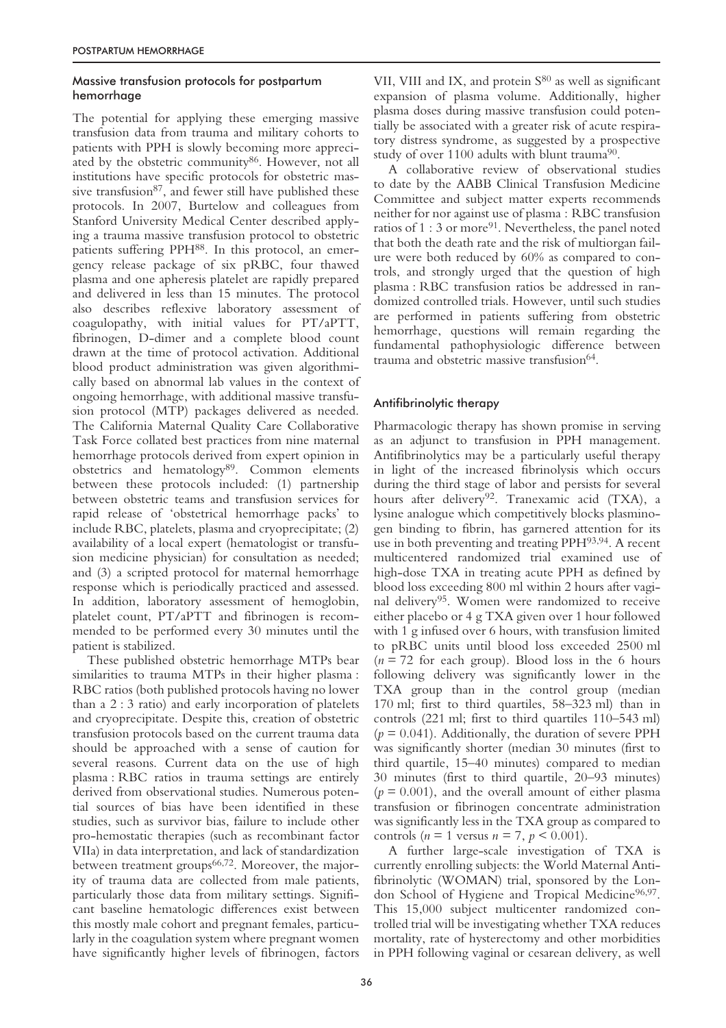## Massive transfusion protocols for postpartum hemorrhage

The potential for applying these emerging massive transfusion data from trauma and military cohorts to patients with PPH is slowly becoming more appreciated by the obstetric community[86]. However, not all institutions have specific protocols for obstetric massive transfusion[87], and fewer still have published these protocols. In 2007, Burtelow and colleagues from Stanford University Medical Center described applying a trauma massive transfusion protocol to obstetric patients suffering PPH[88]. In this protocol, an emergency release package of six pRBC, four thawed plasma and one apheresis platelet are rapidly prepared and delivered in less than 15 minutes. The protocol also describes reflexive laboratory assessment of coagulopathy, with initial values for PT/aPTT, fibrinogen, D-dimer and a complete blood count drawn at the time of protocol activation. Additional blood product administration was given algorithmically based on abnormal lab values in the context of ongoing hemorrhage, with additional massive transfusion protocol (MTP) packages delivered as needed. The California Maternal Quality Care Collaborative Task Force collated best practices from nine maternal hemorrhage protocols derived from expert opinion in obstetrics and hematology[89]. Common elements between these protocols included: (1) partnership between obstetric teams and transfusion services for rapid release of 'obstetrical hemorrhage packs' to include RBC, platelets, plasma and cryoprecipitate; (2) availability of a local expert (hematologist or transfusion medicine physician) for consultation as needed; and (3) a scripted protocol for maternal hemorrhage response which is periodically practiced and assessed. In addition, laboratory assessment of hemoglobin, platelet count, PT/aPTT and fibrinogen is recommended to be performed every 30 minutes until the patient is stabilized.

These published obstetric hemorrhage MTPs bear similarities to trauma MTPs in their higher plasma : RBC ratios (both published protocols having no lower than a 2 : 3 ratio) and early incorporation of platelets and cryoprecipitate. Despite this, creation of obstetric transfusion protocols based on the current trauma data should be approached with a sense of caution for several reasons. Current data on the use of high plasma : RBC ratios in trauma settings are entirely derived from observational studies. Numerous potential sources of bias have been identified in these studies, such as survivor bias, failure to include other pro-hemostatic therapies (such as recombinant factor VIIa) in data interpretation, and lack of standardization between treatment groups[66,72]. Moreover, the majority of trauma data are collected from male patients, particularly those data from military settings. Significant baseline hematologic differences exist between this mostly male cohort and pregnant females, particularly in the coagulation system where pregnant women have significantly higher levels of fibrinogen, factors VII, VIII and IX, and protein S[80] as well as significant expansion of plasma volume. Additionally, higher plasma doses during massive transfusion could potentially be associated with a greater risk of acute respiratory distress syndrome, as suggested by a prospective study of over 1100 adults with blunt trauma[90].

A collaborative review of observational studies to date by the AABB Clinical Transfusion Medicine Committee and subject matter experts recommends neither for nor against use of plasma : RBC transfusion ratios of 1 : 3 or more[91]. Nevertheless, the panel noted that both the death rate and the risk of multiorgan failure were both reduced by 60% as compared to controls, and strongly urged that the question of high plasma : RBC transfusion ratios be addressed in randomized controlled trials. However, until such studies are performed in patients suffering from obstetric hemorrhage, questions will remain regarding the fundamental pathophysiologic difference between trauma and obstetric massive transfusion[64].

## Antifibrinolytic therapy

Pharmacologic therapy has shown promise in serving as an adjunct to transfusion in PPH management. Antifibrinolytics may be a particularly useful therapy in light of the increased fibrinolysis which occurs during the third stage of labor and persists for several hours after delivery[92]. Tranexamic acid (TXA), a lysine analogue which competitively blocks plasminogen binding to fibrin, has garnered attention for its use in both preventing and treating PPH[93,94]. A recent multicentered randomized trial examined use of high-dose TXA in treating acute PPH as defined by blood loss exceeding 800 ml within 2 hours after vaginal delivery[95]. Women were randomized to receive either placebo or 4 g TXA given over 1 hour followed with 1 g infused over 6 hours, with transfusion limited to pRBC units until blood loss exceeded 2500 ml ($n = 72$ for each group). Blood loss in the 6 hours following delivery was significantly lower in the TXA group than in the control group (median 170 ml; first to third quartiles, 58–323 ml) than in controls (221 ml; first to third quartiles 110–543 ml) ($p = 0.041$). Additionally, the duration of severe PPH was significantly shorter (median 30 minutes (first to third quartile, 15–40 minutes) compared to median 30 minutes (first to third quartile, 20–93 minutes) ($p = 0.001$), and the overall amount of either plasma transfusion or fibrinogen concentrate administration was significantly less in the TXA group as compared to controls ($n = 1$ versus $n = 7$, $p < 0.001$).

A further large-scale investigation of TXA is currently enrolling subjects: the World Maternal Antifibrinolytic (WOMAN) trial, sponsored by the London School of Hygiene and Tropical Medicine[96,97]. This 15,000 subject multicenter randomized controlled trial will be investigating whether TXA reduces mortality, rate of hysterectomy and other morbidities in PPH following vaginal or cesarean delivery, as well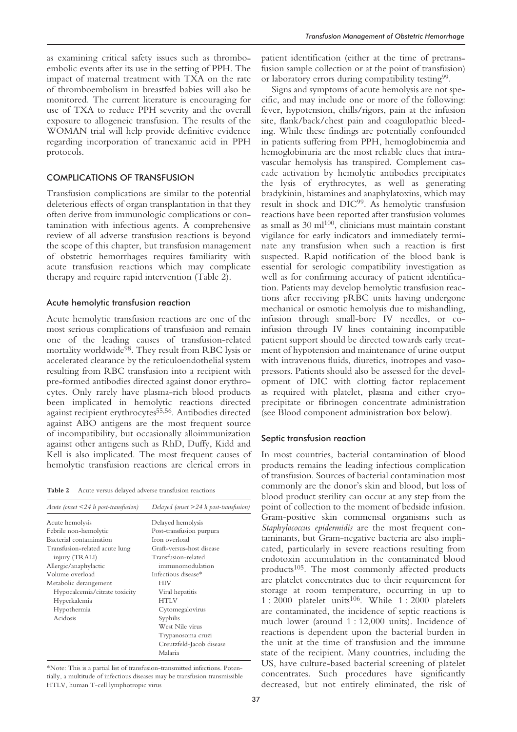as examining critical safety issues such as thromboembolic events after its use in the setting of PPH. The impact of maternal treatment with TXA on the rate of thromboembolism in breastfed babies will also be monitored. The current literature is encouraging for use of TXA to reduce PPH severity and the overall exposure to allogeneic transfusion. The results of the WOMAN trial will help provide definitive evidence regarding incorporation of tranexamic acid in PPH protocols.

## COMPLICATIONS OF TRANSFUSION

Transfusion complications are similar to the potential deleterious effects of organ transplantation in that they often derive from immunologic complications or contamination with infectious agents. A comprehensive review of all adverse transfusion reactions is beyond the scope of this chapter, but transfusion management of obstetric hemorrhages requires familiarity with acute transfusion reactions which may complicate therapy and require rapid intervention (Table 2).

### Acute hemolytic transfusion reaction

Acute hemolytic transfusion reactions are one of the most serious complications of transfusion and remain one of the leading causes of transfusion-related mortality worldwide[98]. They result from RBC lysis or accelerated clearance by the reticuloendothelial system resulting from RBC transfusion into a recipient with pre-formed antibodies directed against donor erythrocytes. Only rarely have plasma-rich blood products been implicated in hemolytic reactions directed against recipient erythrocytes[55,56]. Antibodies directed against ABO antigens are the most frequent source of incompatibility, but occasionally alloimmunization against other antigens such as RhD, Duffy, Kidd and Kell is also implicated. The most frequent causes of hemolytic transfusion reactions are clerical errors in patient identification (either at the time of pretransfusion sample collection or at the point of transfusion) or laboratory errors during compatibility testing[99].

**Table 2** Acute versus delayed adverse transfusion reactions

| *Acute (onset <24 h post-transfusion)* | *Delayed (onset >24 h post-transfusion)* |
|---|---|
| Acute hemolysis | Delayed hemolysis |
| Febrile non-hemolytic | Post-transfusion purpura |
| Bacterial contamination | Iron overload |
| Transfusion-related acute lung injury (TRALI) | Graft-versus-host disease |
| Allergic/anaphylactic | Transfusion-related immunomodulation |
| Volume overload | Infectious disease* |
| Metabolic derangement | HIV |
| Hypocalcemia/citrate toxicity | Viral hepatitis |
| Hyperkalemia | HTLV |
| Hypothermia | Cytomegalovirus |
| Acidosis | Syphilis |
| | West Nile virus |
| | Trypanosoma cruzi |
| | Creutzfeld-Jacob disease |
| | Malaria |

*Note: This is a partial list of transfusion-transmitted infections. Potentially, a multitude of infectious diseases may be transfusion transmissible HTLV, human T-cell lymphotropic virus

Signs and symptoms of acute hemolysis are not specific, and may include one or more of the following: fever, hypotension, chills/rigors, pain at the infusion site, flank/back/chest pain and coagulopathic bleeding. While these findings are potentially confounded in patients suffering from PPH, hemoglobinemia and hemoglobinuria are the most reliable clues that intravascular hemolysis has transpired. Complement cascade activation by hemolytic antibodies precipitates the lysis of erythrocytes, as well as generating bradykinin, histamines and anaphylatoxins, which may result in shock and DIC[99]. As hemolytic transfusion reactions have been reported after transfusion volumes as small as 30 ml[100], clinicians must maintain constant vigilance for early indicators and immediately terminate any transfusion when such a reaction is first suspected. Rapid notification of the blood bank is essential for serologic compatibility investigation as well as for confirming accuracy of patient identification. Patients may develop hemolytic transfusion reactions after receiving pRBC units having undergone mechanical or osmotic hemolysis due to mishandling, infusion through small-bore IV needles, or co-infusion through IV lines containing incompatible patient support should be directed towards early treatment of hypotension and maintenance of urine output with intravenous fluids, diuretics, inotropes and vasopressors. Patients should also be assessed for the development of DIC with clotting factor replacement as required with platelet, plasma and either cryoprecipitate or fibrinogen concentrate administration (see Blood component administration box below).

### Septic transfusion reaction

In most countries, bacterial contamination of blood products remains the leading infectious complication of transfusion. Sources of bacterial contamination most commonly are the donor's skin and blood, but loss of blood product sterility can occur at any step from the point of collection to the moment of bedside infusion. Gram-positive skin commensal organisms such as *Staphylococcus epidermidis* are the most frequent contaminants, but Gram-negative bacteria are also implicated, particularly in severe reactions resulting from endotoxin accumulation in the contaminated blood products[105]. The most commonly affected products are platelet concentrates due to their requirement for storage at room temperature, occurring in up to 1 : 2000 platelet units[106]. While 1 : 2000 platelets are contaminated, the incidence of septic reactions is much lower (around 1 : 12,000 units). Incidence of reactions is dependent upon the bacterial burden in the unit at the time of transfusion and the immune state of the recipient. Many countries, including the US, have culture-based bacterial screening of platelet concentrates. Such procedures have significantly decreased, but not entirely eliminated, the risk of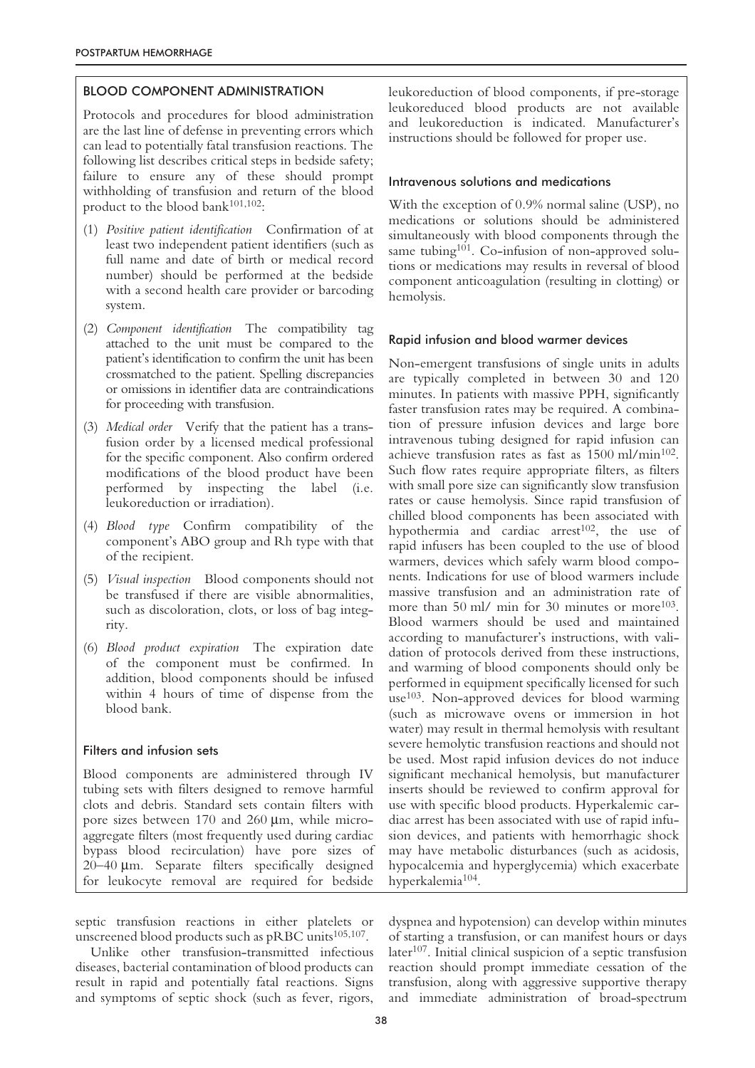## BLOOD COMPONENT ADMINISTRATION

Protocols and procedures for blood administration are the last line of defense in preventing errors which can lead to potentially fatal transfusion reactions. The following list describes critical steps in bedside safety; failure to ensure any of these should prompt withholding of transfusion and return of the blood product to the blood bank[101,102]:

(1) *Positive patient identification* Confirmation of at least two independent patient identifiers (such as full name and date of birth or medical record number) should be performed at the bedside with a second health care provider or barcoding system.

(2) *Component identification* The compatibility tag attached to the unit must be compared to the patient's identification to confirm the unit has been crossmatched to the patient. Spelling discrepancies or omissions in identifier data are contraindications for proceeding with transfusion.

(3) *Medical order* Verify that the patient has a transfusion order by a licensed medical professional for the specific component. Also confirm ordered modifications of the blood product have been performed by inspecting the label (i.e. leukoreduction or irradiation).

(4) *Blood type* Confirm compatibility of the component's ABO group and Rh type with that of the recipient.

(5) *Visual inspection* Blood components should not be transfused if there are visible abnormalities, such as discoloration, clots, or loss of bag integrity.

(6) *Blood product expiration* The expiration date of the component must be confirmed. In addition, blood components should be infused within 4 hours of time of dispense from the blood bank.

### Filters and infusion sets

Blood components are administered through IV tubing sets with filters designed to remove harmful clots and debris. Standard sets contain filters with pore sizes between 170 and 260 μm, while microaggregate filters (most frequently used during cardiac bypass blood recirculation) have pore sizes of 20–40 μm. Separate filters specifically designed for leukocyte removal are required for bedside leukoreduction of blood components, if pre-storage leukoreduced blood products are not available and leukoreduction is indicated. Manufacturer's instructions should be followed for proper use.

### Intravenous solutions and medications

With the exception of 0.9% normal saline (USP), no medications or solutions should be administered simultaneously with blood components through the same tubing[101]. Co-infusion of non-approved solutions or medications may results in reversal of blood component anticoagulation (resulting in clotting) or hemolysis.

### Rapid infusion and blood warmer devices

Non-emergent transfusions of single units in adults are typically completed in between 30 and 120 minutes. In patients with massive PPH, significantly faster transfusion rates may be required. A combination of pressure infusion devices and large bore intravenous tubing designed for rapid infusion can achieve transfusion rates as fast as 1500 ml/min[102]. Such flow rates require appropriate filters, as filters with small pore size can significantly slow transfusion rates or cause hemolysis. Since rapid transfusion of chilled blood components has been associated with hypothermia and cardiac arrest[102], the use of rapid infusers has been coupled to the use of blood warmers, devices which safely warm blood components. Indications for use of blood warmers include massive transfusion and an administration rate of more than 50 ml/ min for 30 minutes or more[103]. Blood warmers should be used and maintained according to manufacturer's instructions, with validation of protocols derived from these instructions, and warming of blood components should only be performed in equipment specifically licensed for such use[103]. Non-approved devices for blood warming (such as microwave ovens or immersion in hot water) may result in thermal hemolysis with resultant severe hemolytic transfusion reactions and should not be used. Most rapid infusion devices do not induce significant mechanical hemolysis, but manufacturer inserts should be reviewed to confirm approval for use with specific blood products. Hyperkalemic cardiac arrest has been associated with use of rapid infusion devices, and patients with hemorrhagic shock may have metabolic disturbances (such as acidosis, hypocalcemia and hyperglycemia) which exacerbate hyperkalemia[104].

septic transfusion reactions in either platelets or unscreened blood products such as pRBC units[105,107].

Unlike other transfusion-transmitted infectious diseases, bacterial contamination of blood products can result in rapid and potentially fatal reactions. Signs and symptoms of septic shock (such as fever, rigors, dyspnea and hypotension) can develop within minutes of starting a transfusion, or can manifest hours or days later[107]. Initial clinical suspicion of a septic transfusion reaction should prompt immediate cessation of the transfusion, along with aggressive supportive therapy and immediate administration of broad-spectrum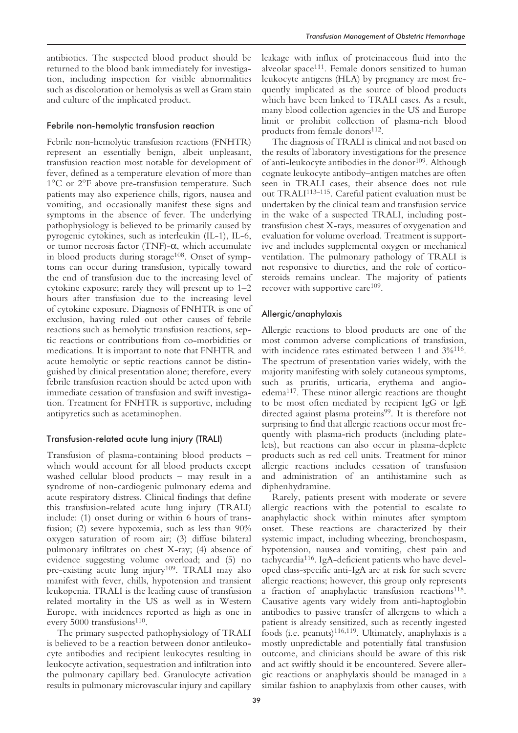antibiotics. The suspected blood product should be returned to the blood bank immediately for investigation, including inspection for visible abnormalities such as discoloration or hemolysis as well as Gram stain and culture of the implicated product.

### Febrile non-hemolytic transfusion reaction

Febrile non-hemolytic transfusion reactions (FNHTR) represent an essentially benign, albeit unpleasant, transfusion reaction most notable for development of fever, defined as a temperature elevation of more than 1°C or 2°F above pre-transfusion temperature. Such patients may also experience chills, rigors, nausea and vomiting, and occasionally manifest these signs and symptoms in the absence of fever. The underlying pathophysiology is believed to be primarily caused by pyrogenic cytokines, such as interleukin (IL-1), IL-6, or tumor necrosis factor (TNF)-α, which accumulate in blood products during storage[108]. Onset of symptoms can occur during transfusion, typically toward the end of transfusion due to the increasing level of cytokine exposure; rarely they will present up to 1–2 hours after transfusion due to the increasing level of cytokine exposure. Diagnosis of FNHTR is one of exclusion, having ruled out other causes of febrile reactions such as hemolytic transfusion reactions, septic reactions or contributions from co-morbidities or medications. It is important to note that FNHTR and acute hemolytic or septic reactions cannot be distinguished by clinical presentation alone; therefore, every febrile transfusion reaction should be acted upon with immediate cessation of transfusion and swift investigation. Treatment for FNHTR is supportive, including antipyretics such as acetaminophen.

### Transfusion-related acute lung injury (TRALI)

Transfusion of plasma-containing blood products – which would account for all blood products except washed cellular blood products – may result in a syndrome of non-cardiogenic pulmonary edema and acute respiratory distress. Clinical findings that define this transfusion-related acute lung injury (TRALI) include: (1) onset during or within 6 hours of transfusion; (2) severe hypoxemia, such as less than 90% oxygen saturation of room air; (3) diffuse bilateral pulmonary infiltrates on chest X-ray; (4) absence of evidence suggesting volume overload; and (5) no pre-existing acute lung injury[109]. TRALI may also manifest with fever, chills, hypotension and transient leukopenia. TRALI is the leading cause of transfusion related mortality in the US as well as in Western Europe, with incidences reported as high as one in every 5000 transfusions[110].

The primary suspected pathophysiology of TRALI is believed to be a reaction between donor antileukocyte antibodies and recipient leukocytes resulting in leukocyte activation, sequestration and infiltration into the pulmonary capillary bed. Granulocyte activation results in pulmonary microvascular injury and capillary leakage with influx of proteinaceous fluid into the alveolar space[111]. Female donors sensitized to human leukocyte antigens (HLA) by pregnancy are most frequently implicated as the source of blood products which have been linked to TRALI cases. As a result, many blood collection agencies in the US and Europe limit or prohibit collection of plasma-rich blood products from female donors[112].

The diagnosis of TRALI is clinical and not based on the results of laboratory investigations for the presence of anti-leukocyte antibodies in the donor[109]. Although cognate leukocyte antibody–antigen matches are often seen in TRALI cases, their absence does not rule out TRALI[113–115]. Careful patient evaluation must be undertaken by the clinical team and transfusion service in the wake of a suspected TRALI, including post-transfusion chest X-rays, measures of oxygenation and evaluation for volume overload. Treatment is supportive and includes supplemental oxygen or mechanical ventilation. The pulmonary pathology of TRALI is not responsive to diuretics, and the role of corticosteroids remains unclear. The majority of patients recover with supportive care[109].

### Allergic/anaphylaxis

Allergic reactions to blood products are one of the most common adverse complications of transfusion, with incidence rates estimated between 1 and 3%[116]. The spectrum of presentation varies widely, with the majority manifesting with solely cutaneous symptoms, such as pruritis, urticaria, erythema and angioedema[117]. These minor allergic reactions are thought to be most often mediated by recipient IgG or IgE directed against plasma proteins[99]. It is therefore not surprising to find that allergic reactions occur most frequently with plasma-rich products (including platelets), but reactions can also occur in plasma-deplete products such as red cell units. Treatment for minor allergic reactions includes cessation of transfusion and administration of an antihistamine such as diphenhydramine.

Rarely, patients present with moderate or severe allergic reactions with the potential to escalate to anaphylactic shock within minutes after symptom onset. These reactions are characterized by their systemic impact, including wheezing, bronchospasm, hypotension, nausea and vomiting, chest pain and tachycardia[116]. IgA-deficient patients who have developed class-specific anti-IgA are at risk for such severe allergic reactions; however, this group only represents a fraction of anaphylactic transfusion reactions[118]. Causative agents vary widely from anti-haptoglobin antibodies to passive transfer of allergens to which a patient is already sensitized, such as recently ingested foods (i.e. peanuts)[116,119]. Ultimately, anaphylaxis is a mostly unpredictable and potentially fatal transfusion outcome, and clinicians should be aware of this risk and act swiftly should it be encountered. Severe allergic reactions or anaphylaxis should be managed in a similar fashion to anaphylaxis from other causes, with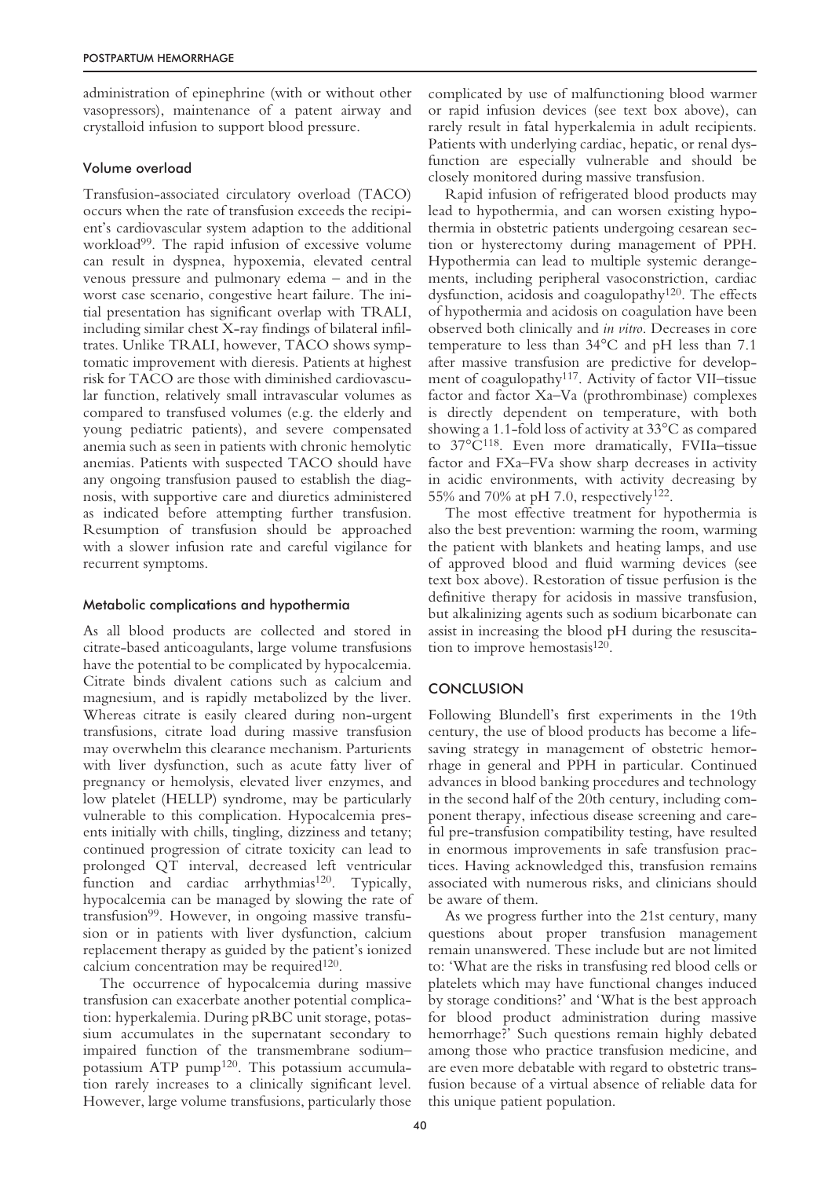administration of epinephrine (with or without other vasopressors), maintenance of a patent airway and crystalloid infusion to support blood pressure.

### Volume overload

Transfusion-associated circulatory overload (TACO) occurs when the rate of transfusion exceeds the recipient's cardiovascular system adaption to the additional workload[99]. The rapid infusion of excessive volume can result in dyspnea, hypoxemia, elevated central venous pressure and pulmonary edema – and in the worst case scenario, congestive heart failure. The initial presentation has significant overlap with TRALI, including similar chest X-ray findings of bilateral infiltrates. Unlike TRALI, however, TACO shows symptomatic improvement with dieresis. Patients at highest risk for TACO are those with diminished cardiovascular function, relatively small intravascular volumes as compared to transfused volumes (e.g. the elderly and young pediatric patients), and severe compensated anemia such as seen in patients with chronic hemolytic anemias. Patients with suspected TACO should have any ongoing transfusion paused to establish the diagnosis, with supportive care and diuretics administered as indicated before attempting further transfusion. Resumption of transfusion should be approached with a slower infusion rate and careful vigilance for recurrent symptoms.

### Metabolic complications and hypothermia

As all blood products are collected and stored in citrate-based anticoagulants, large volume transfusions have the potential to be complicated by hypocalcemia. Citrate binds divalent cations such as calcium and magnesium, and is rapidly metabolized by the liver. Whereas citrate is easily cleared during non-urgent transfusions, citrate load during massive transfusion may overwhelm this clearance mechanism. Parturients with liver dysfunction, such as acute fatty liver of pregnancy or hemolysis, elevated liver enzymes, and low platelet (HELLP) syndrome, may be particularly vulnerable to this complication. Hypocalcemia presents initially with chills, tingling, dizziness and tetany; continued progression of citrate toxicity can lead to prolonged QT interval, decreased left ventricular function and cardiac arrhythmias[120]. Typically, hypocalcemia can be managed by slowing the rate of transfusion[99]. However, in ongoing massive transfusion or in patients with liver dysfunction, calcium replacement therapy as guided by the patient's ionized calcium concentration may be required[120].

The occurrence of hypocalcemia during massive transfusion can exacerbate another potential complication: hyperkalemia. During pRBC unit storage, potassium accumulates in the supernatant secondary to impaired function of the transmembrane sodium–potassium ATP pump[120]. This potassium accumulation rarely increases to a clinically significant level. However, large volume transfusions, particularly those complicated by use of malfunctioning blood warmer or rapid infusion devices (see text box above), can rarely result in fatal hyperkalemia in adult recipients. Patients with underlying cardiac, hepatic, or renal dysfunction are especially vulnerable and should be closely monitored during massive transfusion.

Rapid infusion of refrigerated blood products may lead to hypothermia, and can worsen existing hypothermia in obstetric patients undergoing cesarean section or hysterectomy during management of PPH. Hypothermia can lead to multiple systemic derangements, including peripheral vasoconstriction, cardiac dysfunction, acidosis and coagulopathy[120]. The effects of hypothermia and acidosis on coagulation have been observed both clinically and *in vitro*. Decreases in core temperature to less than 34°C and pH less than 7.1 after massive transfusion are predictive for development of coagulopathy[117]. Activity of factor VII–tissue factor and factor Xa–Va (prothrombinase) complexes is directly dependent on temperature, with both showing a 1.1-fold loss of activity at 33°C as compared to 37°C[118]. Even more dramatically, FVIIa–tissue factor and FXa–FVa show sharp decreases in activity in acidic environments, with activity decreasing by 55% and 70% at pH 7.0, respectively[122].

The most effective treatment for hypothermia is also the best prevention: warming the room, warming the patient with blankets and heating lamps, and use of approved blood and fluid warming devices (see text box above). Restoration of tissue perfusion is the definitive therapy for acidosis in massive transfusion, but alkalinizing agents such as sodium bicarbonate can assist in increasing the blood pH during the resuscitation to improve hemostasis[120].

## CONCLUSION

Following Blundell's first experiments in the 19th century, the use of blood products has become a lifesaving strategy in management of obstetric hemorrhage in general and PPH in particular. Continued advances in blood banking procedures and technology in the second half of the 20th century, including component therapy, infectious disease screening and careful pre-transfusion compatibility testing, have resulted in enormous improvements in safe transfusion practices. Having acknowledged this, transfusion remains associated with numerous risks, and clinicians should be aware of them.

As we progress further into the 21st century, many questions about proper transfusion management remain unanswered. These include but are not limited to: 'What are the risks in transfusing red blood cells or platelets which may have functional changes induced by storage conditions?' and 'What is the best approach for blood product administration during massive hemorrhage?' Such questions remain highly debated among those who practice transfusion medicine, and are even more debatable with regard to obstetric transfusion because of a virtual absence of reliable data for this unique patient population.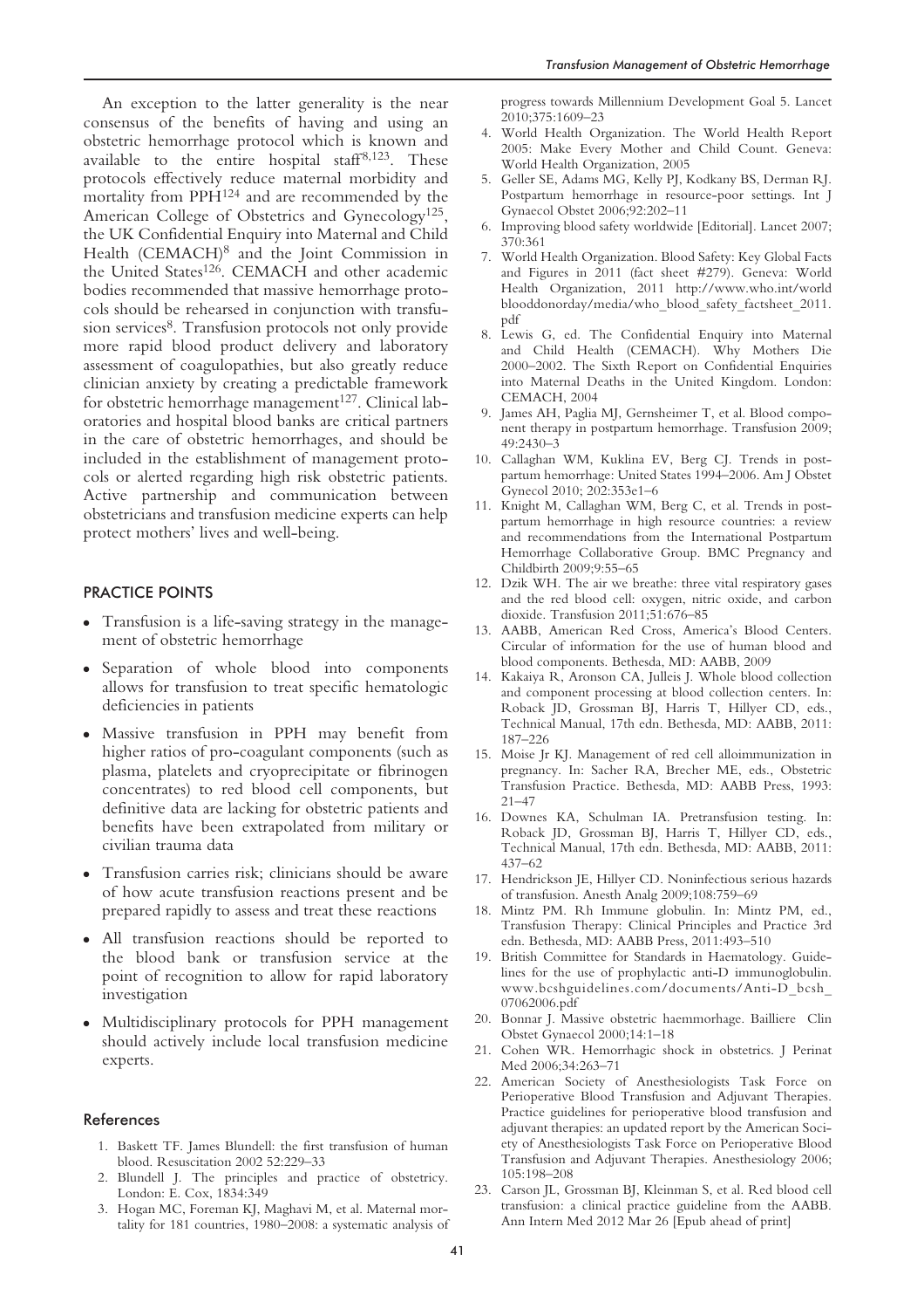An exception to the latter generality is the near consensus of the benefits of having and using an obstetric hemorrhage protocol which is known and available to the entire hospital staff[8,123]. These protocols effectively reduce maternal morbidity and mortality from PPH[124] and are recommended by the American College of Obstetrics and Gynecology[125], the UK Confidential Enquiry into Maternal and Child Health (CEMACH)[8] and the Joint Commission in the United States[126]. CEMACH and other academic bodies recommended that massive hemorrhage protocols should be rehearsed in conjunction with transfusion services[8]. Transfusion protocols not only provide more rapid blood product delivery and laboratory assessment of coagulopathies, but also greatly reduce clinician anxiety by creating a predictable framework for obstetric hemorrhage management[127]. Clinical laboratories and hospital blood banks are critical partners in the care of obstetric hemorrhages, and should be included in the establishment of management protocols or alerted regarding high risk obstetric patients. Active partnership and communication between obstetricians and transfusion medicine experts can help protect mothers' lives and well-being.

## PRACTICE POINTS

- Transfusion is a life-saving strategy in the management of obstetric hemorrhage
- Separation of whole blood into components allows for transfusion to treat specific hematologic deficiencies in patients
- Massive transfusion in PPH may benefit from higher ratios of pro-coagulant components (such as plasma, platelets and cryoprecipitate or fibrinogen concentrates) to red blood cell components, but definitive data are lacking for obstetric patients and benefits have been extrapolated from military or civilian trauma data
- Transfusion carries risk; clinicians should be aware of how acute transfusion reactions present and be prepared rapidly to assess and treat these reactions
- All transfusion reactions should be reported to the blood bank or transfusion service at the point of recognition to allow for rapid laboratory investigation
- Multidisciplinary protocols for PPH management should actively include local transfusion medicine experts.

## References

1. Baskett TF. James Blundell: the first transfusion of human blood. Resuscitation 2002 52:229–33
2. Blundell J. The principles and practice of obstetricy. London: E. Cox, 1834:349
3. Hogan MC, Foreman KJ, Maghavi M, et al. Maternal mortality for 181 countries, 1980–2008: a systematic analysis of progress towards Millennium Development Goal 5. Lancet 2010;375:1609–23
4. World Health Organization. The World Health Report 2005: Make Every Mother and Child Count. Geneva: World Health Organization, 2005
5. Geller SE, Adams MG, Kelly PJ, Kodkany BS, Derman RJ. Postpartum hemorrhage in resource-poor settings. Int J Gynaecol Obstet 2006;92:202–11
6. Improving blood safety worldwide [Editorial]. Lancet 2007; 370:361
7. World Health Organization. Blood Safety: Key Global Facts and Figures in 2011 (fact sheet #279). Geneva: World Health Organization, 2011 http://www.who.int/worldblooddonorday/media/who_blood_safety_factsheet_2011.pdf
8. Lewis G, ed. The Confidential Enquiry into Maternal and Child Health (CEMACH). Why Mothers Die 2000–2002. The Sixth Report on Confidential Enquiries into Maternal Deaths in the United Kingdom. London: CEMACH, 2004
9. James AH, Paglia MJ, Gernsheimer T, et al. Blood component therapy in postpartum hemorrhage. Transfusion 2009; 49:2430–3
10. Callaghan WM, Kuklina EV, Berg CJ. Trends in postpartum hemorrhage: United States 1994–2006. Am J Obstet Gynecol 2010; 202:353e1–6
11. Knight M, Callaghan WM, Berg C, et al. Trends in postpartum hemorrhage in high resource countries: a review and recommendations from the International Postpartum Hemorrhage Collaborative Group. BMC Pregnancy and Childbirth 2009;9:55–65
12. Dzik WH. The air we breathe: three vital respiratory gases and the red blood cell: oxygen, nitric oxide, and carbon dioxide. Transfusion 2011;51:676–85
13. AABB, American Red Cross, America's Blood Centers. Circular of information for the use of human blood and blood components. Bethesda, MD: AABB, 2009
14. Kakaiya R, Aronson CA, Julleis J. Whole blood collection and component processing at blood collection centers. In: Roback JD, Grossman BJ, Harris T, Hillyer CD, eds., Technical Manual, 17th edn. Bethesda, MD: AABB, 2011: 187–226
15. Moise Jr KJ. Management of red cell alloimmunization in pregnancy. In: Sacher RA, Brecher ME, eds., Obstetric Transfusion Practice. Bethesda, MD: AABB Press, 1993: 21–47
16. Downes KA, Schulman IA. Pretransfusion testing. In: Roback JD, Grossman BJ, Harris T, Hillyer CD, eds., Technical Manual, 17th edn. Bethesda, MD: AABB, 2011: 437–62
17. Hendrickson JE, Hillyer CD. Noninfectious serious hazards of transfusion. Anesth Analg 2009;108:759–69
18. Mintz PM. Rh Immune globulin. In: Mintz PM, ed., Transfusion Therapy: Clinical Principles and Practice 3rd edn. Bethesda, MD: AABB Press, 2011:493–510
19. British Committee for Standards in Haematology. Guidelines for the use of prophylactic anti-D immunoglobulin. www.bcshguidelines.com/documents/Anti-D_bcsh_07062006.pdf
20. Bonnar J. Massive obstetric haemmorhage. Bailliere Clin Obstet Gynaecol 2000;14:1–18
21. Cohen WR. Hemorrhagic shock in obstetrics. J Perinat Med 2006;34:263–71
22. American Society of Anesthesiologists Task Force on Perioperative Blood Transfusion and Adjuvant Therapies. Practice guidelines for perioperative blood transfusion and adjuvant therapies: an updated report by the American Society of Anesthesiologists Task Force on Perioperative Blood Transfusion and Adjuvant Therapies. Anesthesiology 2006; 105:198–208
23. Carson JL, Grossman BJ, Kleinman S, et al. Red blood cell transfusion: a clinical practice guideline from the AABB. Ann Intern Med 2012 Mar 26 [Epub ahead of print]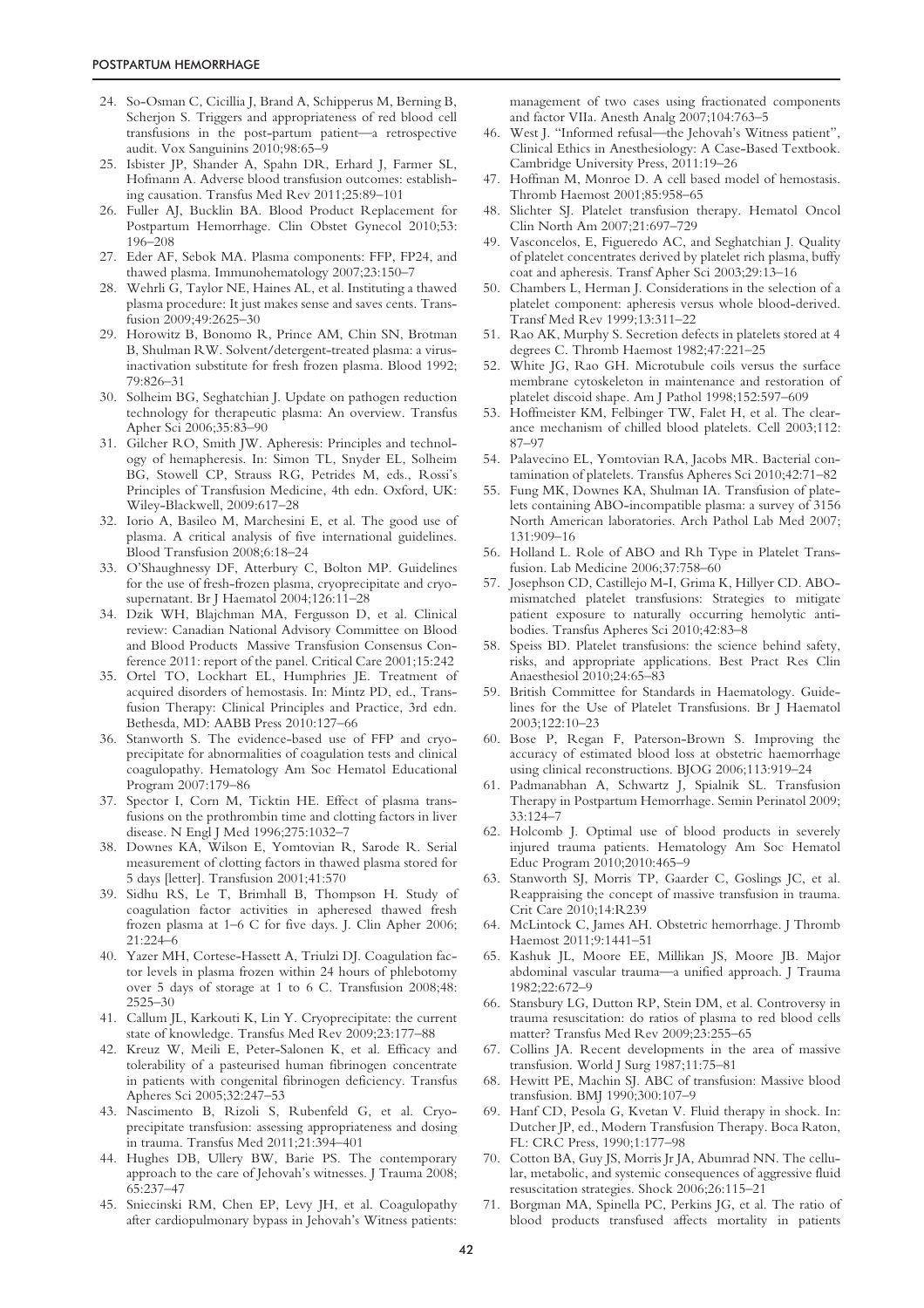24. So-Osman C, Cicillia J, Brand A, Schipperus M, Berning B, Scherjon S. Triggers and appropriateness of red blood cell transfusions in the post-partum patient—a retrospective audit. Vox Sanguinins 2010;98:65–9
25. Isbister JP, Shander A, Spahn DR, Erhard J, Farmer SL, Hofmann A. Adverse blood transfusion outcomes: establishing causation. Transfus Med Rev 2011;25:89–101
26. Fuller AJ, Bucklin BA. Blood Product Replacement for Postpartum Hemorrhage. Clin Obstet Gynecol 2010;53: 196–208
27. Eder AF, Sebok MA. Plasma components: FFP, FP24, and thawed plasma. Immunohematology 2007;23:150–7
28. Wehrli G, Taylor NE, Haines AL, et al. Instituting a thawed plasma procedure: It just makes sense and saves cents. Transfusion 2009;49:2625–30
29. Horowitz B, Bonomo R, Prince AM, Chin SN, Brotman B, Shulman RW. Solvent/detergent-treated plasma: a virus-inactivation substitute for fresh frozen plasma. Blood 1992; 79:826–31
30. Solheim BG, Seghatchian J. Update on pathogen reduction technology for therapeutic plasma: An overview. Transfus Apher Sci 2006;35:83–90
31. Gilcher RO, Smith JW. Apheresis: Principles and technology of hemapheresis. In: Simon TL, Snyder EL, Solheim BG, Stowell CP, Strauss RG, Petrides M, eds., Rossi's Principles of Transfusion Medicine, 4th edn. Oxford, UK: Wiley-Blackwell, 2009:617–28
32. Iorio A, Basileo M, Marchesini E, et al. The good use of plasma. A critical analysis of five international guidelines. Blood Transfusion 2008;6:18–24
33. O'Shaughnessy DF, Atterbury C, Bolton MP. Guidelines for the use of fresh-frozen plasma, cryoprecipitate and cryosupernatant. Br J Haematol 2004;126:11–28
34. Dzik WH, Blajchman MA, Fergusson D, et al. Clinical review: Canadian National Advisory Committee on Blood and Blood Products Massive Transfusion Consensus Conference 2011: report of the panel. Critical Care 2001;15:242
35. Ortel TO, Lockhart EL, Humphries JE. Treatment of acquired disorders of hemostasis. In: Mintz PD, ed., Transfusion Therapy: Clinical Principles and Practice, 3rd edn. Bethesda, MD: AABB Press 2010:127–66
36. Stanworth S. The evidence-based use of FFP and cryoprecipitate for abnormalities of coagulation tests and clinical coagulopathy. Hematology Am Soc Hematol Educational Program 2007:179–86
37. Spector I, Corn M, Ticktin HE. Effect of plasma transfusions on the prothrombin time and clotting factors in liver disease. N Engl J Med 1996;275:1032–7
38. Downes KA, Wilson E, Yomtovian R, Sarode R. Serial measurement of clotting factors in thawed plasma stored for 5 days [letter]. Transfusion 2001;41:570
39. Sidhu RS, Le T, Brimhall B, Thompson H. Study of coagulation factor activities in apheresed thawed fresh frozen plasma at 1–6 C for five days. J. Clin Apher 2006; 21:224–6
40. Yazer MH, Cortese-Hassett A, Triulzi DJ. Coagulation factor levels in plasma frozen within 24 hours of phlebotomy over 5 days of storage at 1 to 6 C. Transfusion 2008;48: 2525–30
41. Callum JL, Karkouti K, Lin Y. Cryoprecipitate: the current state of knowledge. Transfus Med Rev 2009;23:177–88
42. Kreuz W, Meili E, Peter-Salonen K, et al. Efficacy and tolerability of a pasteurised human fibrinogen concentrate in patients with congenital fibrinogen deficiency. Transfus Apheres Sci 2005;32:247–53
43. Nascimento B, Rizoli S, Rubenfeld G, et al. Cryoprecipitate transfusion: assessing appropriateness and dosing in trauma. Transfus Med 2011;21:394–401
44. Hughes DB, Ullery BW, Barie PS. The contemporary approach to the care of Jehovah's witnesses. J Trauma 2008; 65:237–47
45. Sniecinski RM, Chen EP, Levy JH, et al. Coagulopathy after cardiopulmonary bypass in Jehovah's Witness patients: management of two cases using fractionated components and factor VIIa. Anesth Analg 2007;104:763–5
46. West J. "Informed refusal—the Jehovah's Witness patient", Clinical Ethics in Anesthesiology: A Case-Based Textbook. Cambridge University Press, 2011:19–26
47. Hoffman M, Monroe D. A cell based model of hemostasis. Thromb Haemost 2001;85:958–65
48. Slichter SJ. Platelet transfusion therapy. Hematol Oncol Clin North Am 2007;21:697–729
49. Vasconcelos, E, Figueredo AC, and Seghatchian J. Quality of platelet concentrates derived by platelet rich plasma, buffy coat and apheresis. Transf Apher Sci 2003;29:13–16
50. Chambers L, Herman J. Considerations in the selection of a platelet component: apheresis versus whole blood-derived. Transf Med Rev 1999;13:311–22
51. Rao AK, Murphy S. Secretion defects in platelets stored at 4 degrees C. Thromb Haemost 1982;47:221–25
52. White JG, Rao GH. Microtubule coils versus the surface membrane cytoskeleton in maintenance and restoration of platelet discoid shape. Am J Pathol 1998;152:597–609
53. Hoffmeister KM, Felbinger TW, Falet H, et al. The clearance mechanism of chilled blood platelets. Cell 2003;112: 87–97
54. Palavecino EL, Yomtovian RA, Jacobs MR. Bacterial contamination of platelets. Transfus Apheres Sci 2010;42:71–82
55. Fung MK, Downes KA, Shulman IA. Transfusion of platelets containing ABO-incompatible plasma: a survey of 3156 North American laboratories. Arch Pathol Lab Med 2007; 131:909–16
56. Holland L. Role of ABO and Rh Type in Platelet Transfusion. Lab Medicine 2006;37:758–60
57. Josephson CD, Castillejo M-I, Grima K, Hillyer CD. ABO-mismatched platelet transfusions: Strategies to mitigate patient exposure to naturally occurring hemolytic antibodies. Transfus Apheres Sci 2010;42:83–8
58. Speiss BD. Platelet transfusions: the science behind safety, risks, and appropriate applications. Best Pract Res Clin Anaesthesiol 2010;24:65–83
59. British Committee for Standards in Haematology. Guidelines for the Use of Platelet Transfusions. Br J Haematol 2003;122:10–23
60. Bose P, Regan F, Paterson-Brown S. Improving the accuracy of estimated blood loss at obstetric haemorrhage using clinical reconstructions. BJOG 2006;113:919–24
61. Padmanabhan A, Schwartz J, Spialnik SL. Transfusion Therapy in Postpartum Hemorrhage. Semin Perinatol 2009; 33:124–7
62. Holcomb J. Optimal use of blood products in severely injured trauma patients. Hematology Am Soc Hematol Educ Program 2010;2010:465–9
63. Stanworth SJ, Morris TP, Gaarder C, Goslings JC, et al. Reappraising the concept of massive transfusion in trauma. Crit Care 2010;14:R239
64. McLintock C, James AH. Obstetric hemorrhage. J Thromb Haemost 2011;9:1441–51
65. Kashuk JL, Moore EE, Millikan JS, Moore JB. Major abdominal vascular trauma—a unified approach. J Trauma 1982;22:672–9
66. Stansbury LG, Dutton RP, Stein DM, et al. Controversy in trauma resuscitation: do ratios of plasma to red blood cells matter? Transfus Med Rev 2009;23:255–65
67. Collins JA. Recent developments in the area of massive transfusion. World J Surg 1987;11:75–81
68. Hewitt PE, Machin SJ. ABC of transfusion: Massive blood transfusion. BMJ 1990;300:107–9
69. Hanf CD, Pesola G, Kvetan V. Fluid therapy in shock. In: Dutcher JP, ed., Modern Transfusion Therapy. Boca Raton, FL: CRC Press, 1990;1:177–98
70. Cotton BA, Guy JS, Morris Jr JA, Abumrad NN. The cellular, metabolic, and systemic consequences of aggressive fluid resuscitation strategies. Shock 2006;26:115–21
71. Borgman MA, Spinella PC, Perkins JG, et al. The ratio of blood products transfused affects mortality in patients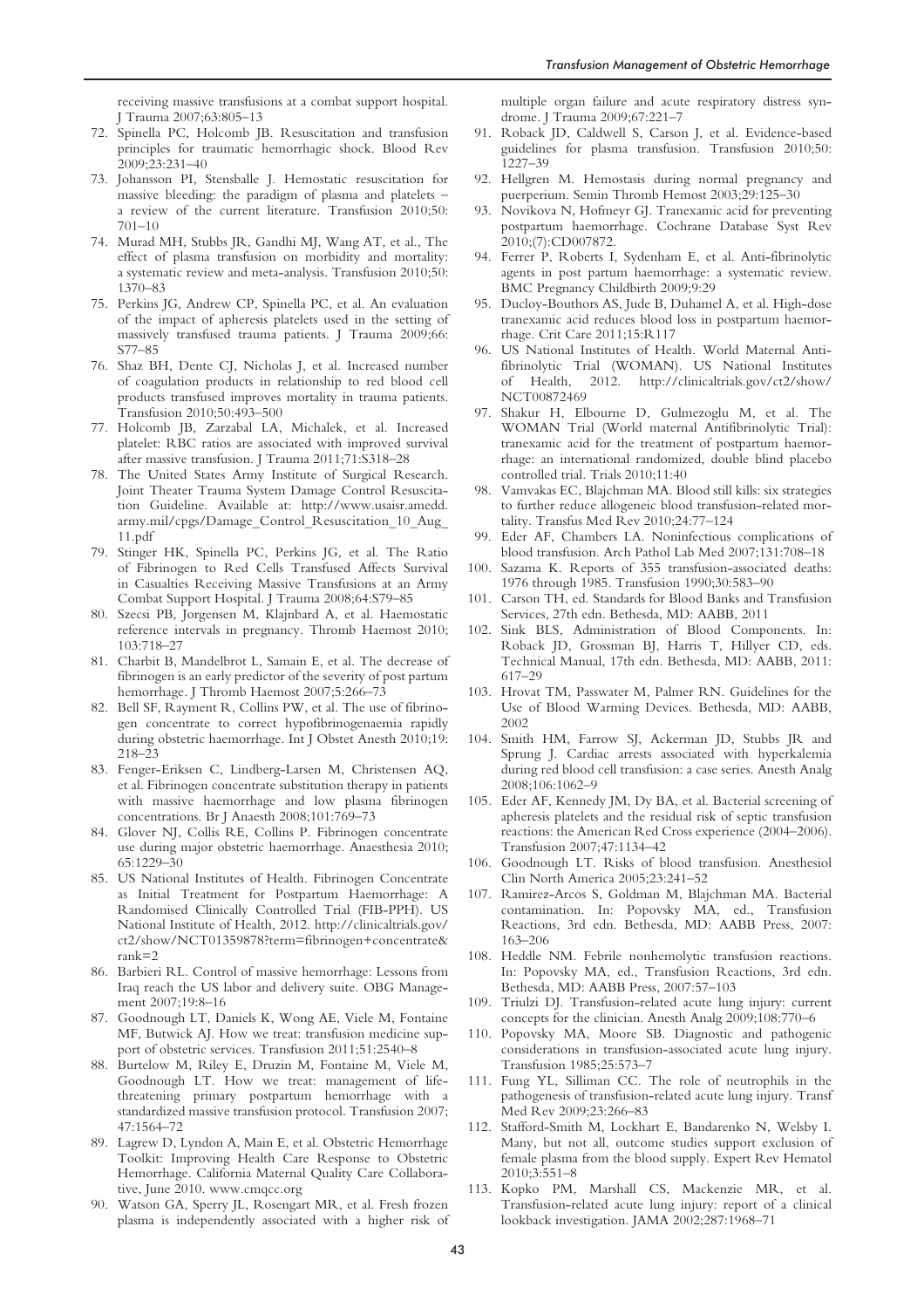receiving massive transfusions at a combat support hospital. J Trauma 2007;63:805–13

72. Spinella PC, Holcomb JB. Resuscitation and transfusion principles for traumatic hemorrhagic shock. Blood Rev 2009;23:231–40
73. Johansson PI, Stensballe J. Hemostatic resuscitation for massive bleeding: the paradigm of plasma and platelets – a review of the current literature. Transfusion 2010;50: 701–10
74. Murad MH, Stubbs JR, Gandhi MJ, Wang AT, et al., The effect of plasma transfusion on morbidity and mortality: a systematic review and meta-analysis. Transfusion 2010;50: 1370–83
75. Perkins JG, Andrew CP, Spinella PC, et al. An evaluation of the impact of apheresis platelets used in the setting of massively transfused trauma patients. J Trauma 2009;66: S77–85
76. Shaz BH, Dente CJ, Nicholas J, et al. Increased number of coagulation products in relationship to red blood cell products transfused improves mortality in trauma patients. Transfusion 2010;50:493–500
77. Holcomb JB, Zarzabal LA, Michalek, et al. Increased platelet: RBC ratios are associated with improved survival after massive transfusion. J Trauma 2011;71:S318–28
78. The United States Army Institute of Surgical Research. Joint Theater Trauma System Damage Control Resuscitation Guideline. Available at: http://www.usaisr.amedd.army.mil/cpgs/Damage_Control_Resuscitation_10_Aug_11.pdf
79. Stinger HK, Spinella PC, Perkins JG, et al. The Ratio of Fibrinogen to Red Cells Transfused Affects Survival in Casualties Receiving Massive Transfusions at an Army Combat Support Hospital. J Trauma 2008;64:S79–85
80. Szecsi PB, Jorgensen M, Klajnbard A, et al. Haemostatic reference intervals in pregnancy. Thromb Haemost 2010; 103:718–27
81. Charbit B, Mandelbrot L, Samain E, et al. The decrease of fibrinogen is an early predictor of the severity of post partum hemorrhage. J Thromb Haemost 2007;5:266–73
82. Bell SF, Rayment R, Collins PW, et al. The use of fibrinogen concentrate to correct hypofibrinogenaemia rapidly during obstetric haemorrhage. Int J Obstet Anesth 2010;19: 218–23
83. Fenger-Eriksen C, Lindberg-Larsen M, Christensen AQ, et al. Fibrinogen concentrate substitution therapy in patients with massive haemorrhage and low plasma fibrinogen concentrations. Br J Anaesth 2008;101:769–73
84. Glover NJ, Collis RE, Collins P. Fibrinogen concentrate use during major obstetric haemorrhage. Anaesthesia 2010; 65:1229–30
85. US National Institutes of Health. Fibrinogen Concentrate as Initial Treatment for Postpartum Haemorrhage: A Randomised Clinically Controlled Trial (FIB-PPH). US National Institute of Health, 2012. http://clinicaltrials.gov/ct2/show/NCT01359878?term=fibrinogen+concentrate&rank=2
86. Barbieri RL. Control of massive hemorrhage: Lessons from Iraq reach the US labor and delivery suite. OBG Management 2007;19:8–16
87. Goodnough LT, Daniels K, Wong AE, Viele M, Fontaine MF, Butwick AJ. How we treat: transfusion medicine support of obstetric services. Transfusion 2011;51:2540–8
88. Burtelow M, Riley E, Druzin M, Fontaine M, Viele M, Goodnough LT. How we treat: management of life-threatening primary postpartum hemorrhage with a standardized massive transfusion protocol. Transfusion 2007; 47:1564–72
89. Lagrew D, Lyndon A, Main E, et al. Obstetric Hemorrhage Toolkit: Improving Health Care Response to Obstetric Hemorrhage. California Maternal Quality Care Collaborative, June 2010. www.cmqcc.org
90. Watson GA, Sperry JL, Rosengart MR, et al. Fresh frozen plasma is independently associated with a higher risk of multiple organ failure and acute respiratory distress syndrome. J Trauma 2009;67:221–7
91. Roback JD, Caldwell S, Carson J, et al. Evidence-based guidelines for plasma transfusion. Transfusion 2010;50: 1227–39
92. Hellgren M. Hemostasis during normal pregnancy and puerperium. Semin Thromb Hemost 2003;29:125–30
93. Novikova N, Hofmeyr GJ. Tranexamic acid for preventing postpartum haemorrhage. Cochrane Database Syst Rev 2010;(7):CD007872.
94. Ferrer P, Roberts I, Sydenham E, et al. Anti-fibrinolytic agents in post partum haemorrhage: a systematic review. BMC Pregnancy Childbirth 2009;9:29
95. Ducloy-Bouthors AS, Jude B, Duhamel A, et al. High-dose tranexamic acid reduces blood loss in postpartum haemorrhage. Crit Care 2011;15:R117
96. US National Institutes of Health. World Maternal Antifibrinolytic Trial (WOMAN). US National Institutes of Health, 2012. http://clinicaltrials.gov/ct2/show/NCT00872469
97. Shakur H, Elbourne D, Gulmezoglu M, et al. The WOMAN Trial (World maternal Antifibrinolytic Trial): tranexamic acid for the treatment of postpartum haemorrhage: an international randomized, double blind placebo controlled trial. Trials 2010;11:40
98. Vamvakas EC, Blajchman MA. Blood still kills: six strategies to further reduce allogeneic blood transfusion-related mortality. Transfus Med Rev 2010;24:77–124
99. Eder AF, Chambers LA. Noninfectious complications of blood transfusion. Arch Pathol Lab Med 2007;131:708–18
100. Sazama K. Reports of 355 transfusion-associated deaths: 1976 through 1985. Transfusion 1990;30:583–90
101. Carson TH, ed. Standards for Blood Banks and Transfusion Services, 27th edn. Bethesda, MD: AABB, 2011
102. Sink BLS, Administration of Blood Components. In: Roback JD, Grossman BJ, Harris T, Hillyer CD, eds. Technical Manual, 17th edn. Bethesda, MD: AABB, 2011: 617–29
103. Hrovat TM, Passwater M, Palmer RN. Guidelines for the Use of Blood Warming Devices. Bethesda, MD: AABB, 2002
104. Smith HM, Farrow SJ, Ackerman JD, Stubbs JR and Sprung J. Cardiac arrests associated with hyperkalemia during red blood cell transfusion: a case series. Anesth Analg 2008;106:1062–9
105. Eder AF, Kennedy JM, Dy BA, et al. Bacterial screening of apheresis platelets and the residual risk of septic transfusion reactions: the American Red Cross experience (2004–2006). Transfusion 2007;47:1134–42
106. Goodnough LT. Risks of blood transfusion. Anesthesiol Clin North America 2005;23:241–52
107. Ramirez-Arcos S, Goldman M, Blajchman MA. Bacterial contamination. In: Popovsky MA, ed., Transfusion Reactions, 3rd edn. Bethesda, MD: AABB Press, 2007: 163–206
108. Heddle NM. Febrile nonhemolytic transfusion reactions. In: Popovsky MA, ed., Transfusion Reactions, 3rd edn. Bethesda, MD: AABB Press, 2007:57–103
109. Triulzi DJ. Transfusion-related acute lung injury: current concepts for the clinician. Anesth Analg 2009;108:770–6
110. Popovsky MA, Moore SB. Diagnostic and pathogenic considerations in transfusion-associated acute lung injury. Transfusion 1985;25:573–7
111. Fung YL, Silliman CC. The role of neutrophils in the pathogenesis of transfusion-related acute lung injury. Transf Med Rev 2009;23:266–83
112. Stafford-Smith M, Lockhart E, Bandarenko N, Welsby I. Many, but not all, outcome studies support exclusion of female plasma from the blood supply. Expert Rev Hematol 2010;3:551–8
113. Kopko PM, Marshall CS, Mackenzie MR, et al. Transfusion-related acute lung injury: report of a clinical lookback investigation. JAMA 2002;287:1968–71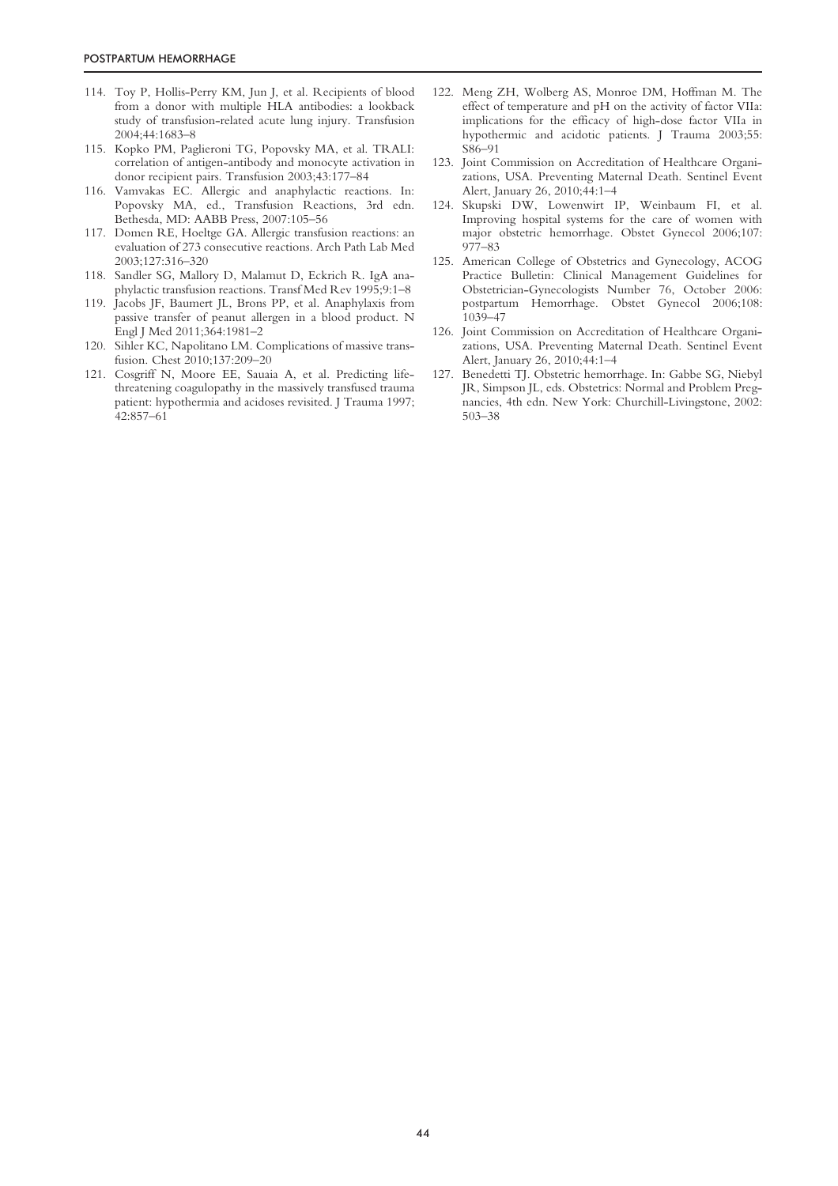114. Toy P, Hollis-Perry KM, Jun J, et al. Recipients of blood from a donor with multiple HLA antibodies: a lookback study of transfusion-related acute lung injury. Transfusion 2004;44:1683–8
115. Kopko PM, Paglieroni TG, Popovsky MA, et al. TRALI: correlation of antigen-antibody and monocyte activation in donor recipient pairs. Transfusion 2003;43:177–84
116. Vamvakas EC. Allergic and anaphylactic reactions. In: Popovsky MA, ed., Transfusion Reactions, 3rd edn. Bethesda, MD: AABB Press, 2007:105–56
117. Domen RE, Hoeltge GA. Allergic transfusion reactions: an evaluation of 273 consecutive reactions. Arch Path Lab Med 2003;127:316–320
118. Sandler SG, Mallory D, Malamut D, Eckrich R. IgA anaphylactic transfusion reactions. Transf Med Rev 1995;9:1–8
119. Jacobs JF, Baumert JL, Brons PP, et al. Anaphylaxis from passive transfer of peanut allergen in a blood product. N Engl J Med 2011;364:1981–2
120. Sihler KC, Napolitano LM. Complications of massive transfusion. Chest 2010;137:209–20
121. Cosgriff N, Moore EE, Sauaia A, et al. Predicting life-threatening coagulopathy in the massively transfused trauma patient: hypothermia and acidoses revisited. J Trauma 1997; 42:857–61
122. Meng ZH, Wolberg AS, Monroe DM, Hoffman M. The effect of temperature and pH on the activity of factor VIIa: implications for the efficacy of high-dose factor VIIa in hypothermic and acidotic patients. J Trauma 2003;55: S86–91
123. Joint Commission on Accreditation of Healthcare Organizations, USA. Preventing Maternal Death. Sentinel Event Alert, January 26, 2010;44:1–4
124. Skupski DW, Lowenwirt IP, Weinbaum FI, et al. Improving hospital systems for the care of women with major obstetric hemorrhage. Obstet Gynecol 2006;107: 977–83
125. American College of Obstetrics and Gynecology, ACOG Practice Bulletin: Clinical Management Guidelines for Obstetrician-Gynecologists Number 76, October 2006: postpartum Hemorrhage. Obstet Gynecol 2006;108: 1039–47
126. Joint Commission on Accreditation of Healthcare Organizations, USA. Preventing Maternal Death. Sentinel Event Alert, January 26, 2010;44:1–4
127. Benedetti TJ. Obstetric hemorrhage. In: Gabbe SG, Niebyl JR, Simpson JL, eds. Obstetrics: Normal and Problem Pregnancies, 4th edn. New York: Churchill-Livingstone, 2002: 503–38